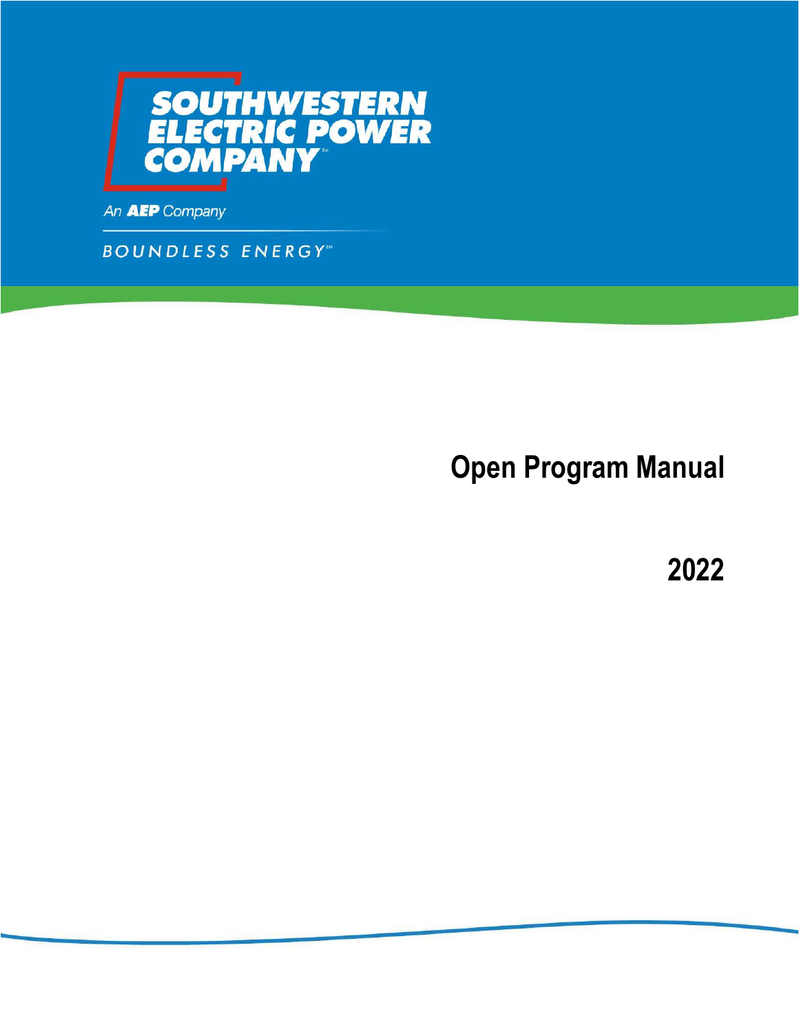SOUTHWESTERN ELECTRIC POWER COMPANY

An AEP Company

BOUNDLESS ENERGY

# Open Program Manual

# 2022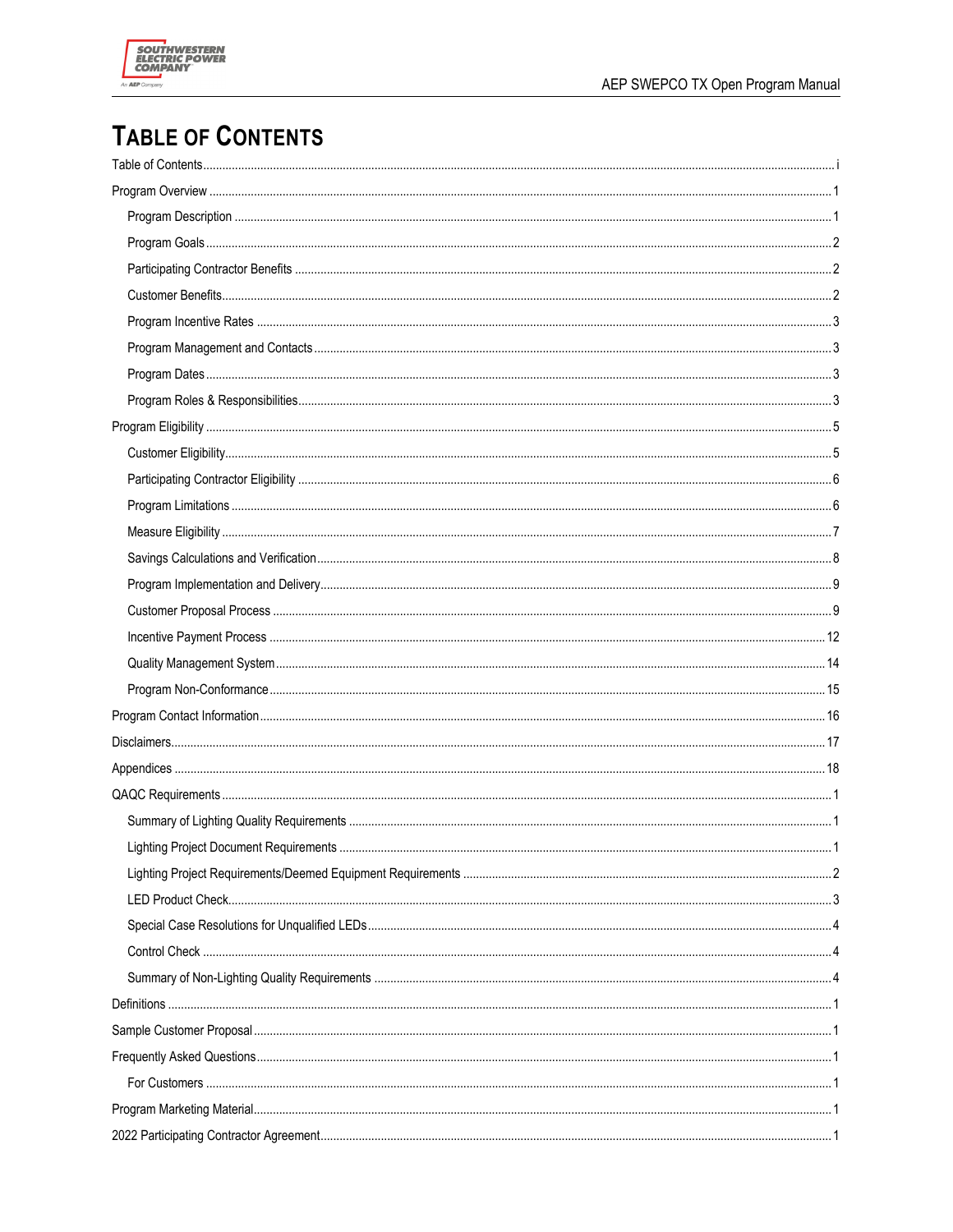# Table of Contents

Table of Contents ........ i

Program Overview ........ 1

- Program Description ........ 1
- Program Goals ........ 2
- Participating Contractor Benefits ........ 2
- Customer Benefits ........ 2
- Program Incentive Rates ........ 3
- Program Management and Contacts ........ 3
- Program Dates ........ 3
- Program Roles & Responsibilities ........ 3

Program Eligibility ........ 5

- Customer Eligibility ........ 5
- Participating Contractor Eligibility ........ 6
- Program Limitations ........ 6
- Measure Eligibility ........ 7
- Savings Calculations and Verification ........ 8
- Program Implementation and Delivery ........ 9
- Customer Proposal Process ........ 9
- Incentive Payment Process ........ 12
- Quality Management System ........ 14
- Program Non-Conformance ........ 15

Program Contact Information ........ 16

Disclaimers ........ 17

Appendices ........ 18

QAQC Requirements ........ 1

- Summary of Lighting Quality Requirements ........ 1
- Lighting Project Document Requirements ........ 1
- Lighting Project Requirements/Deemed Equipment Requirements ........ 2
- LED Product Check ........ 3
- Special Case Resolutions for Unqualified LEDs ........ 4
- Control Check ........ 4
- Summary of Non-Lighting Quality Requirements ........ 4

Definitions ........ 1

Sample Customer Proposal ........ 1

Frequently Asked Questions ........ 1

- For Customers ........ 1

Program Marketing Material ........ 1

2022 Participating Contractor Agreement ........ 1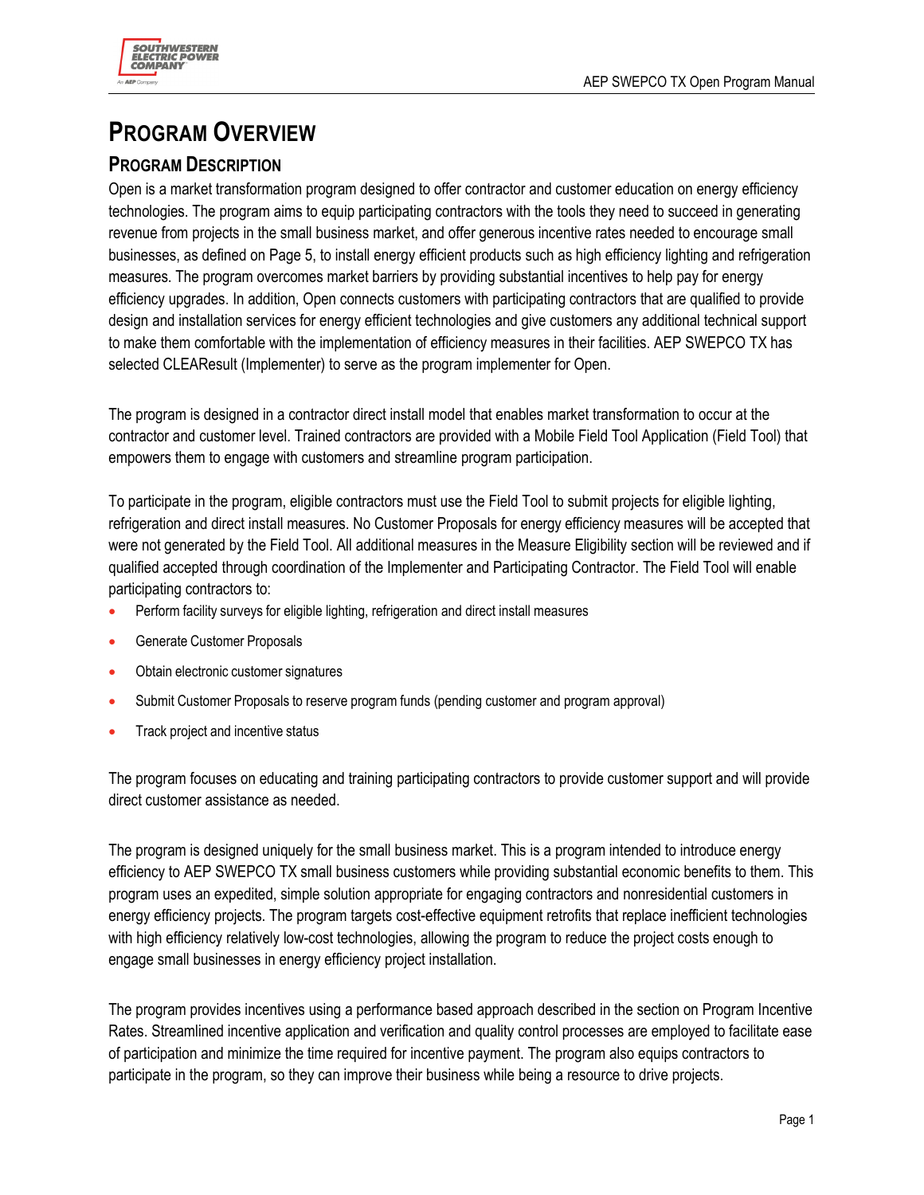# PROGRAM OVERVIEW

## PROGRAM DESCRIPTION

Open is a market transformation program designed to offer contractor and customer education on energy efficiency technologies. The program aims to equip participating contractors with the tools they need to succeed in generating revenue from projects in the small business market, and offer generous incentive rates needed to encourage small businesses, as defined on Page 5, to install energy efficient products such as high efficiency lighting and refrigeration measures. The program overcomes market barriers by providing substantial incentives to help pay for energy efficiency upgrades. In addition, Open connects customers with participating contractors that are qualified to provide design and installation services for energy efficient technologies and give customers any additional technical support to make them comfortable with the implementation of efficiency measures in their facilities. AEP SWEPCO TX has selected CLEAResult (Implementer) to serve as the program implementer for Open.

The program is designed in a contractor direct install model that enables market transformation to occur at the contractor and customer level. Trained contractors are provided with a Mobile Field Tool Application (Field Tool) that empowers them to engage with customers and streamline program participation.

To participate in the program, eligible contractors must use the Field Tool to submit projects for eligible lighting, refrigeration and direct install measures. No Customer Proposals for energy efficiency measures will be accepted that were not generated by the Field Tool. All additional measures in the Measure Eligibility section will be reviewed and if qualified accepted through coordination of the Implementer and Participating Contractor. The Field Tool will enable participating contractors to:

- Perform facility surveys for eligible lighting, refrigeration and direct install measures
- Generate Customer Proposals
- Obtain electronic customer signatures
- Submit Customer Proposals to reserve program funds (pending customer and program approval)
- Track project and incentive status

The program focuses on educating and training participating contractors to provide customer support and will provide direct customer assistance as needed.

The program is designed uniquely for the small business market. This is a program intended to introduce energy efficiency to AEP SWEPCO TX small business customers while providing substantial economic benefits to them. This program uses an expedited, simple solution appropriate for engaging contractors and nonresidential customers in energy efficiency projects. The program targets cost-effective equipment retrofits that replace inefficient technologies with high efficiency relatively low-cost technologies, allowing the program to reduce the project costs enough to engage small businesses in energy efficiency project installation.

The program provides incentives using a performance based approach described in the section on Program Incentive Rates. Streamlined incentive application and verification and quality control processes are employed to facilitate ease of participation and minimize the time required for incentive payment. The program also equips contractors to participate in the program, so they can improve their business while being a resource to drive projects.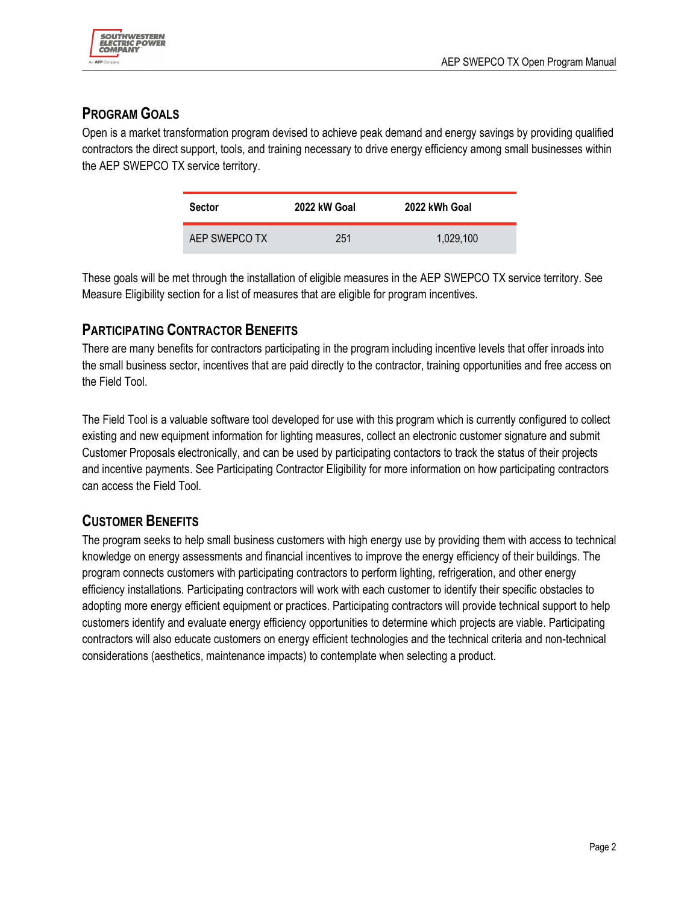## Program Goals

Open is a market transformation program devised to achieve peak demand and energy savings by providing qualified contractors the direct support, tools, and training necessary to drive energy efficiency among small businesses within the AEP SWEPCO TX service territory.

| Sector | 2022 kW Goal | 2022 kWh Goal |
|---|---|---|
| AEP SWEPCO TX | 251 | 1,029,100 |

These goals will be met through the installation of eligible measures in the AEP SWEPCO TX service territory. See Measure Eligibility section for a list of measures that are eligible for program incentives.

## Participating Contractor Benefits

There are many benefits for contractors participating in the program including incentive levels that offer inroads into the small business sector, incentives that are paid directly to the contractor, training opportunities and free access on the Field Tool.

The Field Tool is a valuable software tool developed for use with this program which is currently configured to collect existing and new equipment information for lighting measures, collect an electronic customer signature and submit Customer Proposals electronically, and can be used by participating contactors to track the status of their projects and incentive payments. See Participating Contractor Eligibility for more information on how participating contractors can access the Field Tool.

## Customer Benefits

The program seeks to help small business customers with high energy use by providing them with access to technical knowledge on energy assessments and financial incentives to improve the energy efficiency of their buildings. The program connects customers with participating contractors to perform lighting, refrigeration, and other energy efficiency installations. Participating contractors will work with each customer to identify their specific obstacles to adopting more energy efficient equipment or practices. Participating contractors will provide technical support to help customers identify and evaluate energy efficiency opportunities to determine which projects are viable. Participating contractors will also educate customers on energy efficient technologies and the technical criteria and non-technical considerations (aesthetics, maintenance impacts) to contemplate when selecting a product.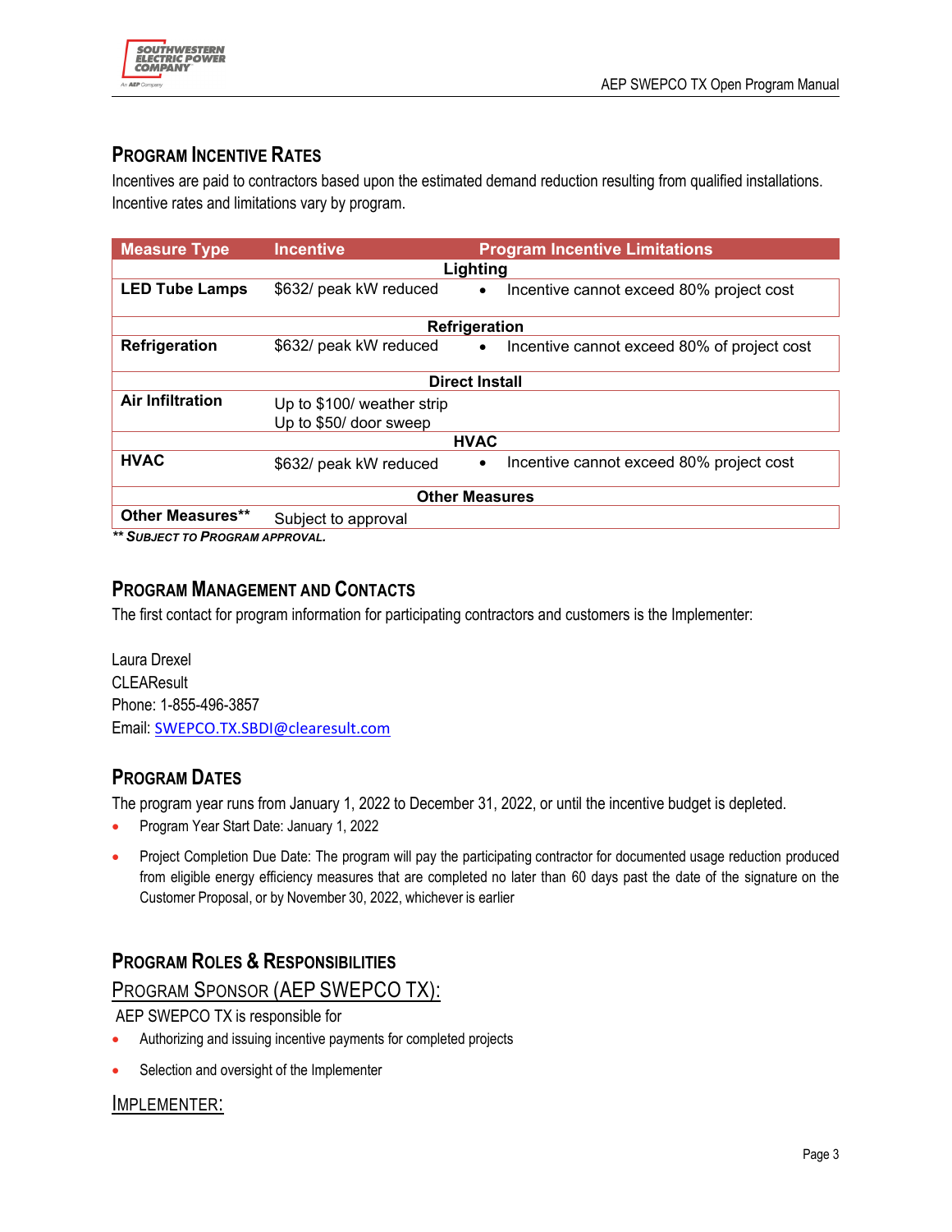## Program Incentive Rates

Incentives are paid to contractors based upon the estimated demand reduction resulting from qualified installations. Incentive rates and limitations vary by program.

| Measure Type | Incentive | Program Incentive Limitations |
|---|---|---|
| **Lighting** | | |
| **LED Tube Lamps** | $632/ peak kW reduced | • Incentive cannot exceed 80% project cost |
| **Refrigeration** | | |
| **Refrigeration** | $632/ peak kW reduced | • Incentive cannot exceed 80% of project cost |
| **Direct Install** | | |
| **Air Infiltration** | Up to $100/ weather strip<br>Up to $50/ door sweep | |
| **HVAC** | | |
| **HVAC** | $632/ peak kW reduced | • Incentive cannot exceed 80% project cost |
| **Other Measures** | | |
| **Other Measures**** | Subject to approval | |

***** *Subject to Program Approval.***

## Program Management and Contacts

The first contact for program information for participating contractors and customers is the Implementer:

Laura Drexel
CLEAResult
Phone: 1-855-496-3857
Email: SWEPCO.TX.SBDI@clearesult.com

## Program Dates

The program year runs from January 1, 2022 to December 31, 2022, or until the incentive budget is depleted.

- Program Year Start Date: January 1, 2022
- Project Completion Due Date: The program will pay the participating contractor for documented usage reduction produced from eligible energy efficiency measures that are completed no later than 60 days past the date of the signature on the Customer Proposal, or by November 30, 2022, whichever is earlier

## Program Roles & Responsibilities

### Program Sponsor (AEP SWEPCO TX):

AEP SWEPCO TX is responsible for

- Authorizing and issuing incentive payments for completed projects
- Selection and oversight of the Implementer

### Implementer: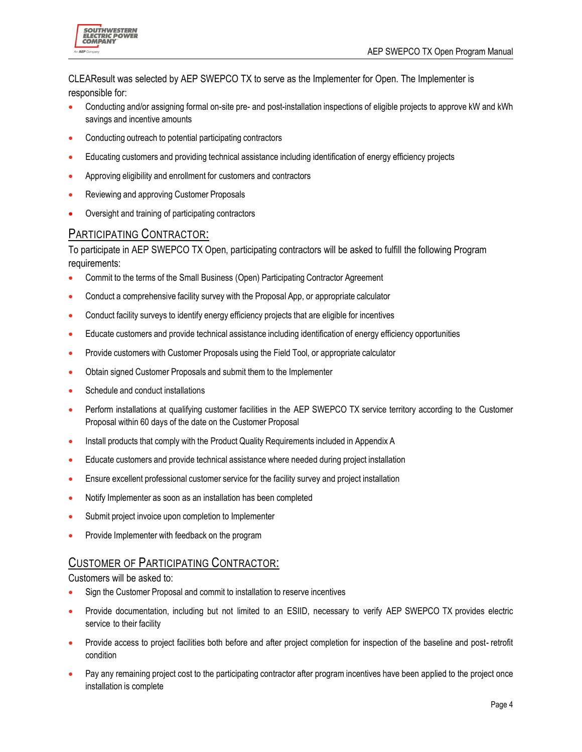CLEAResult was selected by AEP SWEPCO TX to serve as the Implementer for Open. The Implementer is responsible for:

- Conducting and/or assigning formal on-site pre- and post-installation inspections of eligible projects to approve kW and kWh savings and incentive amounts
- Conducting outreach to potential participating contractors
- Educating customers and providing technical assistance including identification of energy efficiency projects
- Approving eligibility and enrollment for customers and contractors
- Reviewing and approving Customer Proposals
- Oversight and training of participating contractors

## PARTICIPATING CONTRACTOR:

To participate in AEP SWEPCO TX Open, participating contractors will be asked to fulfill the following Program requirements:

- Commit to the terms of the Small Business (Open) Participating Contractor Agreement
- Conduct a comprehensive facility survey with the Proposal App, or appropriate calculator
- Conduct facility surveys to identify energy efficiency projects that are eligible for incentives
- Educate customers and provide technical assistance including identification of energy efficiency opportunities
- Provide customers with Customer Proposals using the Field Tool, or appropriate calculator
- Obtain signed Customer Proposals and submit them to the Implementer
- Schedule and conduct installations
- Perform installations at qualifying customer facilities in the AEP SWEPCO TX service territory according to the Customer Proposal within 60 days of the date on the Customer Proposal
- Install products that comply with the Product Quality Requirements included in Appendix A
- Educate customers and provide technical assistance where needed during project installation
- Ensure excellent professional customer service for the facility survey and project installation
- Notify Implementer as soon as an installation has been completed
- Submit project invoice upon completion to Implementer
- Provide Implementer with feedback on the program

## CUSTOMER OF PARTICIPATING CONTRACTOR:

Customers will be asked to:

- Sign the Customer Proposal and commit to installation to reserve incentives
- Provide documentation, including but not limited to an ESIID, necessary to verify AEP SWEPCO TX provides electric service to their facility
- Provide access to project facilities both before and after project completion for inspection of the baseline and post- retrofit condition
- Pay any remaining project cost to the participating contractor after program incentives have been applied to the project once installation is complete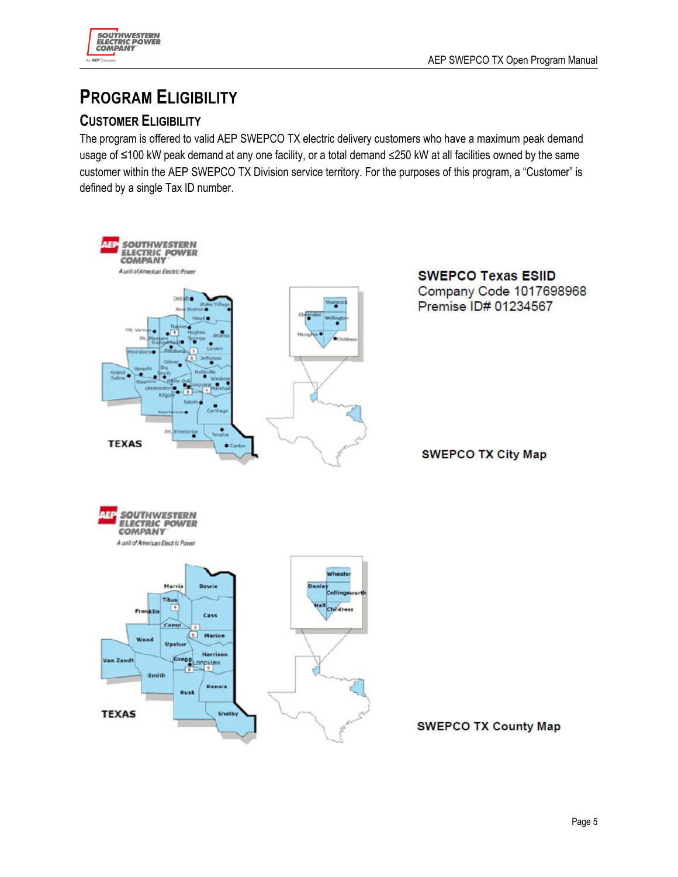# Program Eligibility

## Customer Eligibility

The program is offered to valid AEP SWEPCO TX electric delivery customers who have a maximum peak demand usage of ≤100 kW peak demand at any one facility, or a total demand ≤250 kW at all facilities owned by the same customer within the AEP SWEPCO TX Division service territory. For the purposes of this program, a "Customer" is defined by a single Tax ID number.

**SWEPCO Texas ESIID**
Company Code 1017698968
Premise ID# 01234567

**SWEPCO TX City Map**

**SWEPCO TX County Map**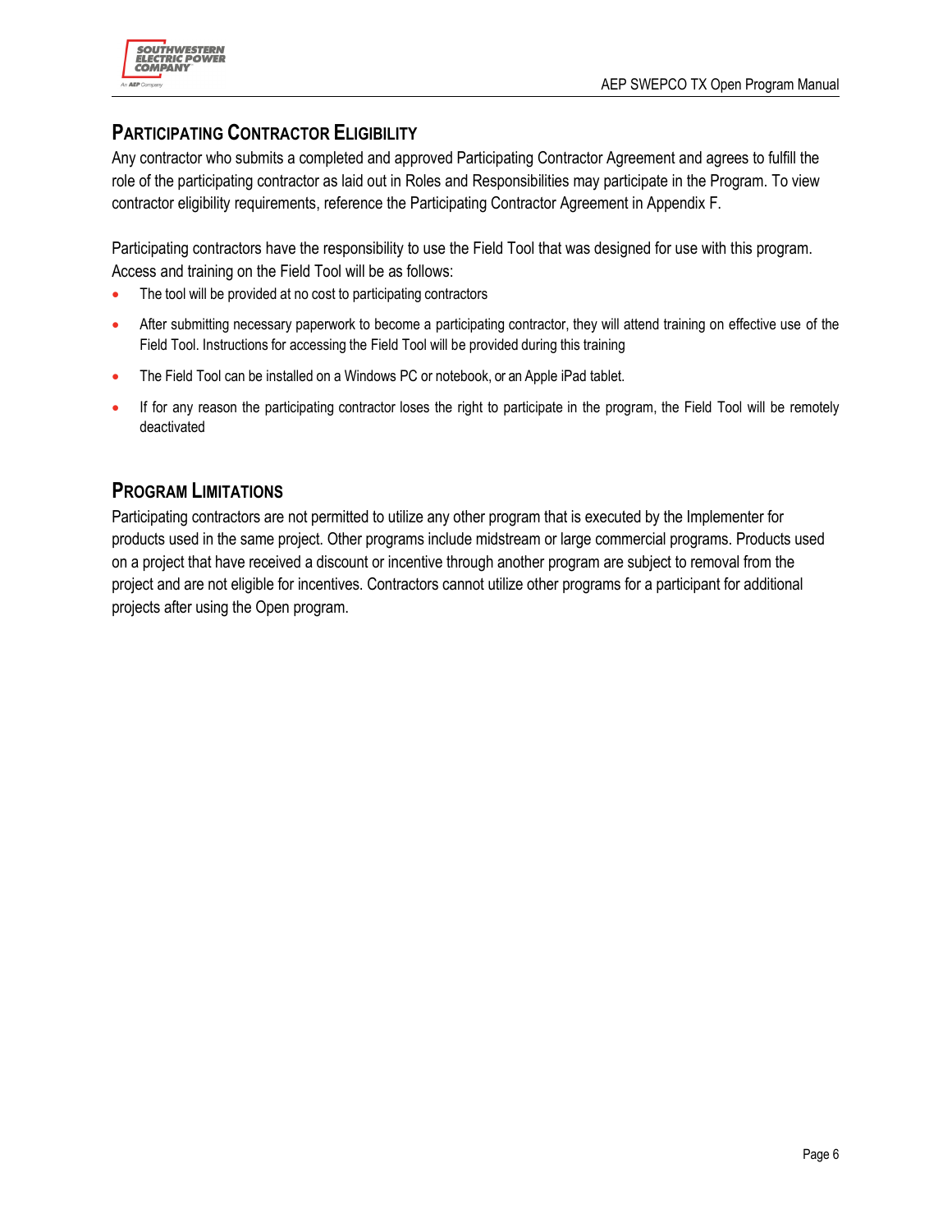## Participating Contractor Eligibility

Any contractor who submits a completed and approved Participating Contractor Agreement and agrees to fulfill the role of the participating contractor as laid out in Roles and Responsibilities may participate in the Program. To view contractor eligibility requirements, reference the Participating Contractor Agreement in Appendix F.

Participating contractors have the responsibility to use the Field Tool that was designed for use with this program. Access and training on the Field Tool will be as follows:

- The tool will be provided at no cost to participating contractors
- After submitting necessary paperwork to become a participating contractor, they will attend training on effective use of the Field Tool. Instructions for accessing the Field Tool will be provided during this training
- The Field Tool can be installed on a Windows PC or notebook, or an Apple iPad tablet.
- If for any reason the participating contractor loses the right to participate in the program, the Field Tool will be remotely deactivated

## Program Limitations

Participating contractors are not permitted to utilize any other program that is executed by the Implementer for products used in the same project. Other programs include midstream or large commercial programs. Products used on a project that have received a discount or incentive through another program are subject to removal from the project and are not eligible for incentives. Contractors cannot utilize other programs for a participant for additional projects after using the Open program.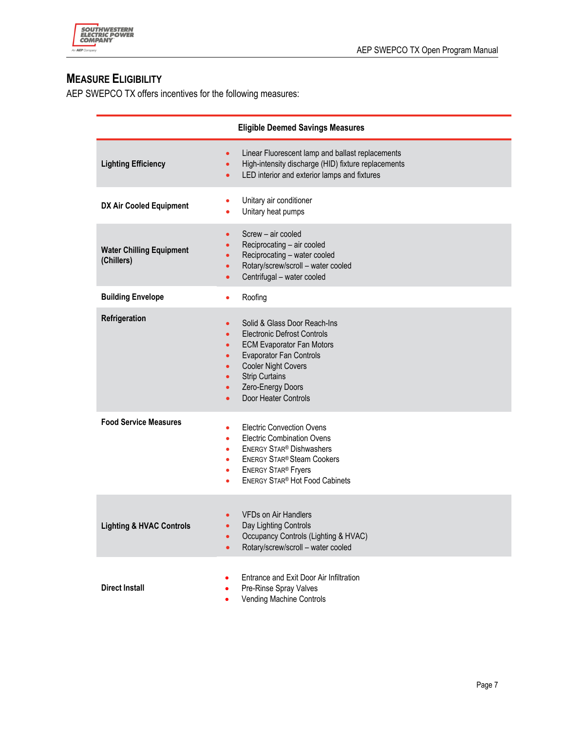## MEASURE ELIGIBILITY

AEP SWEPCO TX offers incentives for the following measures:

| Eligible Deemed Savings Measures | |
|---|---|
| **Lighting Efficiency** | • Linear Fluorescent lamp and ballast replacements<br>• High-intensity discharge (HID) fixture replacements<br>• LED interior and exterior lamps and fixtures |
| **DX Air Cooled Equipment** | • Unitary air conditioner<br>• Unitary heat pumps |
| **Water Chilling Equipment (Chillers)** | • Screw – air cooled<br>• Reciprocating – air cooled<br>• Reciprocating – water cooled<br>• Rotary/screw/scroll – water cooled<br>• Centrifugal – water cooled |
| **Building Envelope** | • Roofing |
| **Refrigeration** | • Solid & Glass Door Reach-Ins<br>• Electronic Defrost Controls<br>• ECM Evaporator Fan Motors<br>• Evaporator Fan Controls<br>• Cooler Night Covers<br>• Strip Curtains<br>• Zero-Energy Doors<br>• Door Heater Controls |
| **Food Service Measures** | • Electric Convection Ovens<br>• Electric Combination Ovens<br>• ENERGY STAR® Dishwashers<br>• ENERGY STAR® Steam Cookers<br>• ENERGY STAR® Fryers<br>• ENERGY STAR® Hot Food Cabinets |
| **Lighting & HVAC Controls** | • VFDs on Air Handlers<br>• Day Lighting Controls<br>• Occupancy Controls (Lighting & HVAC)<br>• Rotary/screw/scroll – water cooled |
| **Direct Install** | • Entrance and Exit Door Air Infiltration<br>• Pre-Rinse Spray Valves<br>• Vending Machine Controls |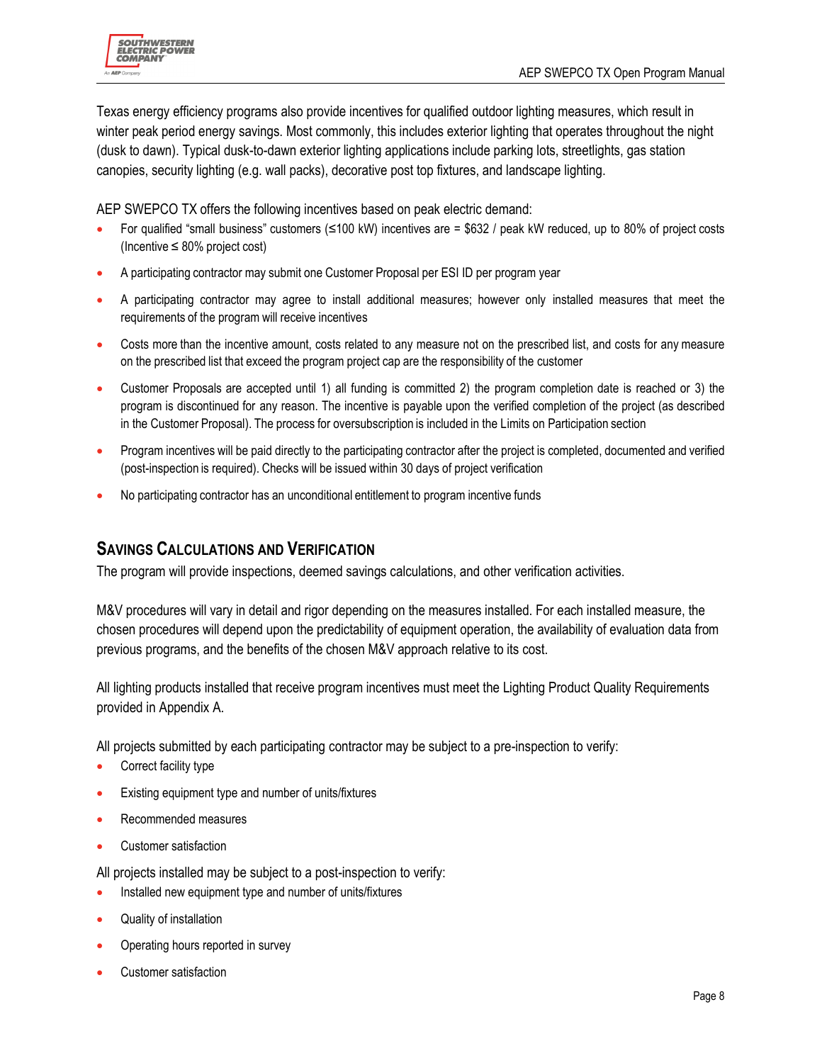Texas energy efficiency programs also provide incentives for qualified outdoor lighting measures, which result in winter peak period energy savings. Most commonly, this includes exterior lighting that operates throughout the night (dusk to dawn). Typical dusk-to-dawn exterior lighting applications include parking lots, streetlights, gas station canopies, security lighting (e.g. wall packs), decorative post top fixtures, and landscape lighting.

AEP SWEPCO TX offers the following incentives based on peak electric demand:

- For qualified "small business" customers (≤100 kW) incentives are = $632 / peak kW reduced, up to 80% of project costs (Incentive ≤ 80% project cost)
- A participating contractor may submit one Customer Proposal per ESI ID per program year
- A participating contractor may agree to install additional measures; however only installed measures that meet the requirements of the program will receive incentives
- Costs more than the incentive amount, costs related to any measure not on the prescribed list, and costs for any measure on the prescribed list that exceed the program project cap are the responsibility of the customer
- Customer Proposals are accepted until 1) all funding is committed 2) the program completion date is reached or 3) the program is discontinued for any reason. The incentive is payable upon the verified completion of the project (as described in the Customer Proposal). The process for oversubscription is included in the Limits on Participation section
- Program incentives will be paid directly to the participating contractor after the project is completed, documented and verified (post-inspection is required). Checks will be issued within 30 days of project verification
- No participating contractor has an unconditional entitlement to program incentive funds

## Savings Calculations and Verification

The program will provide inspections, deemed savings calculations, and other verification activities.

M&V procedures will vary in detail and rigor depending on the measures installed. For each installed measure, the chosen procedures will depend upon the predictability of equipment operation, the availability of evaluation data from previous programs, and the benefits of the chosen M&V approach relative to its cost.

All lighting products installed that receive program incentives must meet the Lighting Product Quality Requirements provided in Appendix A.

All projects submitted by each participating contractor may be subject to a pre-inspection to verify:

- Correct facility type
- Existing equipment type and number of units/fixtures
- Recommended measures
- Customer satisfaction

All projects installed may be subject to a post-inspection to verify:

- Installed new equipment type and number of units/fixtures
- Quality of installation
- Operating hours reported in survey
- Customer satisfaction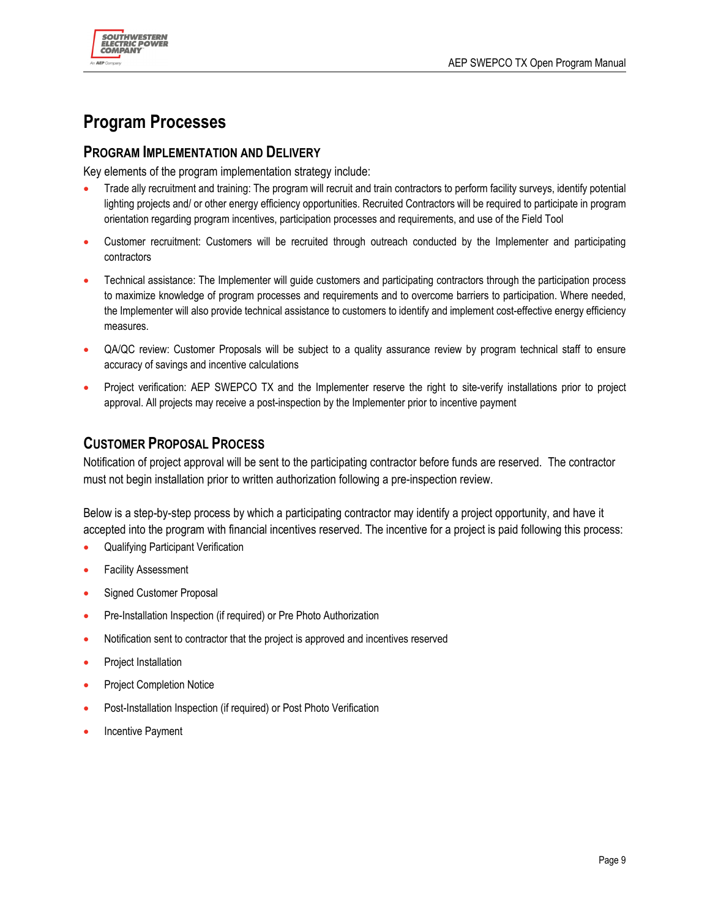# Program Processes

## Program Implementation and Delivery

Key elements of the program implementation strategy include:

- Trade ally recruitment and training: The program will recruit and train contractors to perform facility surveys, identify potential lighting projects and/ or other energy efficiency opportunities. Recruited Contractors will be required to participate in program orientation regarding program incentives, participation processes and requirements, and use of the Field Tool
- Customer recruitment: Customers will be recruited through outreach conducted by the Implementer and participating contractors
- Technical assistance: The Implementer will guide customers and participating contractors through the participation process to maximize knowledge of program processes and requirements and to overcome barriers to participation. Where needed, the Implementer will also provide technical assistance to customers to identify and implement cost-effective energy efficiency measures.
- QA/QC review: Customer Proposals will be subject to a quality assurance review by program technical staff to ensure accuracy of savings and incentive calculations
- Project verification: AEP SWEPCO TX and the Implementer reserve the right to site-verify installations prior to project approval. All projects may receive a post-inspection by the Implementer prior to incentive payment

## Customer Proposal Process

Notification of project approval will be sent to the participating contractor before funds are reserved. The contractor must not begin installation prior to written authorization following a pre-inspection review.

Below is a step-by-step process by which a participating contractor may identify a project opportunity, and have it accepted into the program with financial incentives reserved. The incentive for a project is paid following this process:

- Qualifying Participant Verification
- Facility Assessment
- Signed Customer Proposal
- Pre-Installation Inspection (if required) or Pre Photo Authorization
- Notification sent to contractor that the project is approved and incentives reserved
- Project Installation
- Project Completion Notice
- Post-Installation Inspection (if required) or Post Photo Verification
- Incentive Payment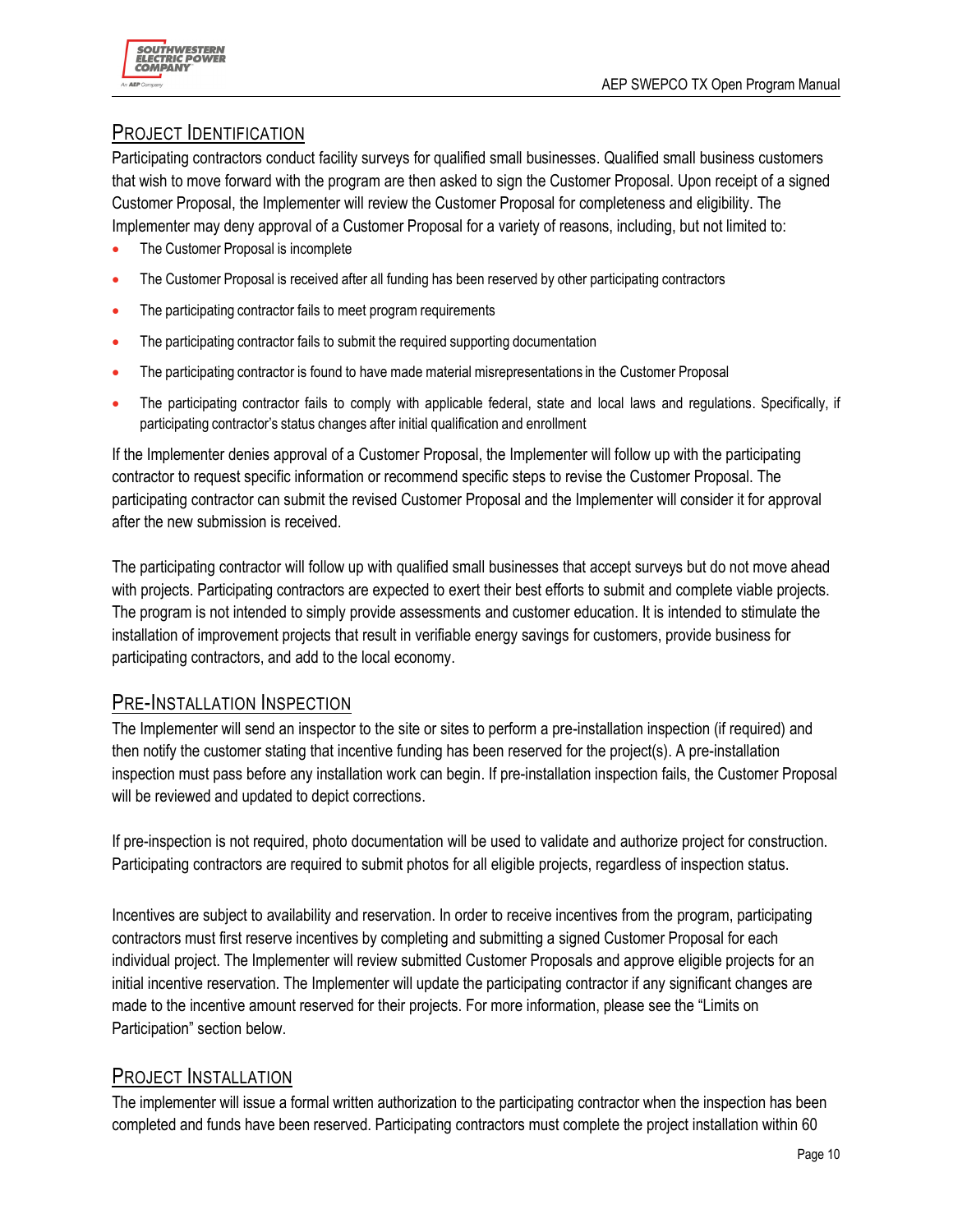## Project Identification

Participating contractors conduct facility surveys for qualified small businesses. Qualified small business customers that wish to move forward with the program are then asked to sign the Customer Proposal. Upon receipt of a signed Customer Proposal, the Implementer will review the Customer Proposal for completeness and eligibility. The Implementer may deny approval of a Customer Proposal for a variety of reasons, including, but not limited to:

- The Customer Proposal is incomplete
- The Customer Proposal is received after all funding has been reserved by other participating contractors
- The participating contractor fails to meet program requirements
- The participating contractor fails to submit the required supporting documentation
- The participating contractor is found to have made material misrepresentations in the Customer Proposal
- The participating contractor fails to comply with applicable federal, state and local laws and regulations. Specifically, if participating contractor's status changes after initial qualification and enrollment

If the Implementer denies approval of a Customer Proposal, the Implementer will follow up with the participating contractor to request specific information or recommend specific steps to revise the Customer Proposal. The participating contractor can submit the revised Customer Proposal and the Implementer will consider it for approval after the new submission is received.

The participating contractor will follow up with qualified small businesses that accept surveys but do not move ahead with projects. Participating contractors are expected to exert their best efforts to submit and complete viable projects. The program is not intended to simply provide assessments and customer education. It is intended to stimulate the installation of improvement projects that result in verifiable energy savings for customers, provide business for participating contractors, and add to the local economy.

## Pre-Installation Inspection

The Implementer will send an inspector to the site or sites to perform a pre-installation inspection (if required) and then notify the customer stating that incentive funding has been reserved for the project(s). A pre-installation inspection must pass before any installation work can begin. If pre-installation inspection fails, the Customer Proposal will be reviewed and updated to depict corrections.

If pre-inspection is not required, photo documentation will be used to validate and authorize project for construction. Participating contractors are required to submit photos for all eligible projects, regardless of inspection status.

Incentives are subject to availability and reservation. In order to receive incentives from the program, participating contractors must first reserve incentives by completing and submitting a signed Customer Proposal for each individual project. The Implementer will review submitted Customer Proposals and approve eligible projects for an initial incentive reservation. The Implementer will update the participating contractor if any significant changes are made to the incentive amount reserved for their projects. For more information, please see the "Limits on Participation" section below.

## Project Installation

The implementer will issue a formal written authorization to the participating contractor when the inspection has been completed and funds have been reserved. Participating contractors must complete the project installation within 60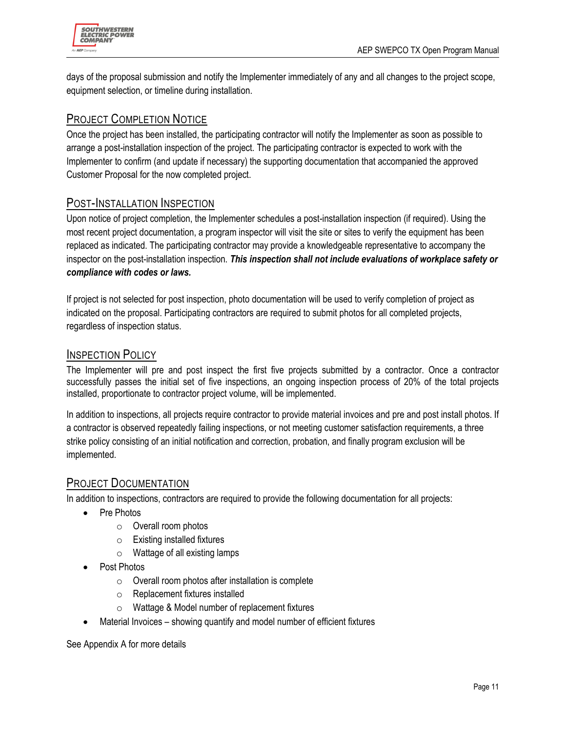days of the proposal submission and notify the Implementer immediately of any and all changes to the project scope, equipment selection, or timeline during installation.

## Project Completion Notice

Once the project has been installed, the participating contractor will notify the Implementer as soon as possible to arrange a post-installation inspection of the project. The participating contractor is expected to work with the Implementer to confirm (and update if necessary) the supporting documentation that accompanied the approved Customer Proposal for the now completed project.

## Post-Installation Inspection

Upon notice of project completion, the Implementer schedules a post-installation inspection (if required). Using the most recent project documentation, a program inspector will visit the site or sites to verify the equipment has been replaced as indicated. The participating contractor may provide a knowledgeable representative to accompany the inspector on the post-installation inspection. ***This inspection shall not include evaluations of workplace safety or compliance with codes or laws.***

If project is not selected for post inspection, photo documentation will be used to verify completion of project as indicated on the proposal. Participating contractors are required to submit photos for all completed projects, regardless of inspection status.

## Inspection Policy

The Implementer will pre and post inspect the first five projects submitted by a contractor. Once a contractor successfully passes the initial set of five inspections, an ongoing inspection process of 20% of the total projects installed, proportionate to contractor project volume, will be implemented.

In addition to inspections, all projects require contractor to provide material invoices and pre and post install photos. If a contractor is observed repeatedly failing inspections, or not meeting customer satisfaction requirements, a three strike policy consisting of an initial notification and correction, probation, and finally program exclusion will be implemented.

## Project Documentation

In addition to inspections, contractors are required to provide the following documentation for all projects:

- Pre Photos
  - Overall room photos
  - Existing installed fixtures
  - Wattage of all existing lamps
- Post Photos
  - Overall room photos after installation is complete
  - Replacement fixtures installed
  - Wattage & Model number of replacement fixtures
- Material Invoices – showing quantify and model number of efficient fixtures

See Appendix A for more details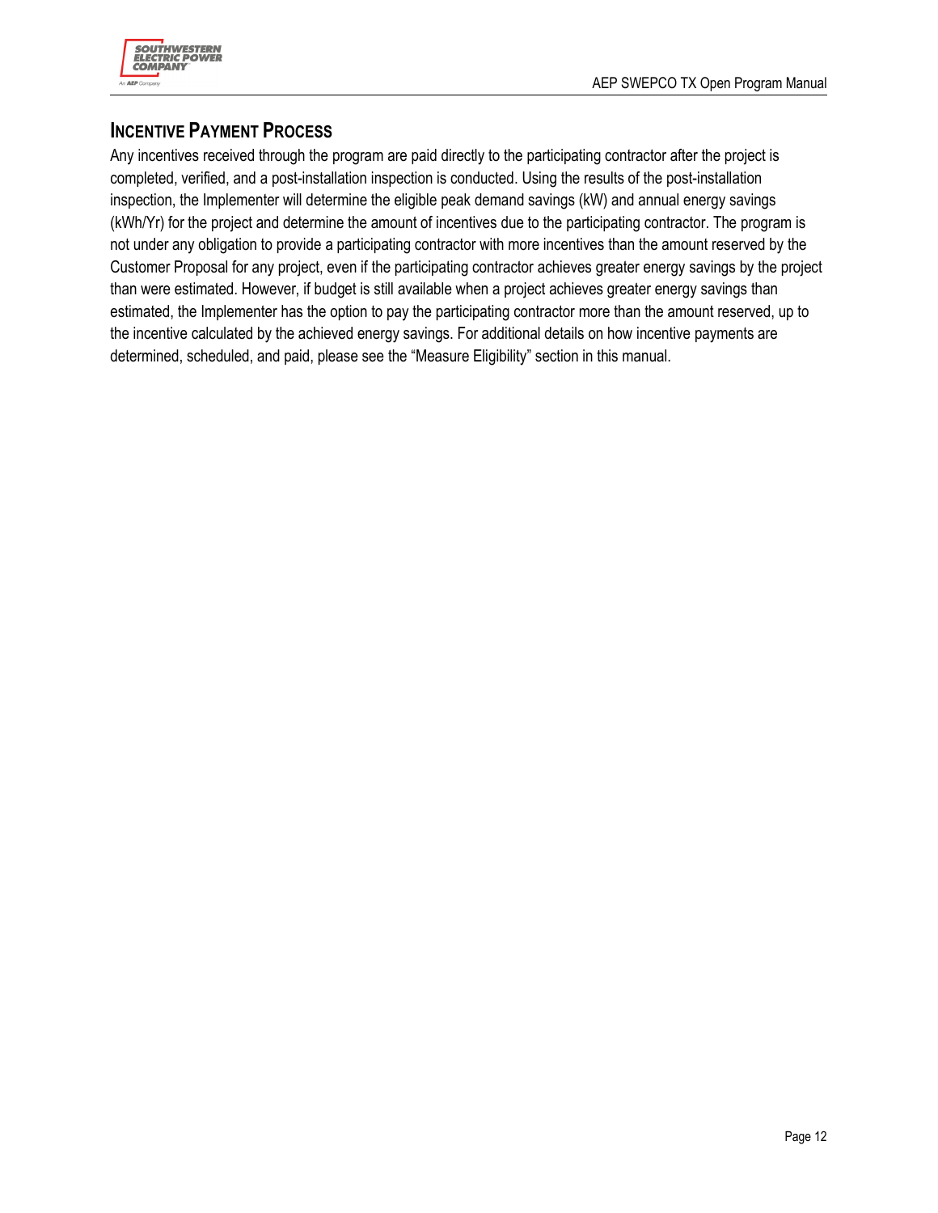## Incentive Payment Process

Any incentives received through the program are paid directly to the participating contractor after the project is completed, verified, and a post-installation inspection is conducted. Using the results of the post-installation inspection, the Implementer will determine the eligible peak demand savings (kW) and annual energy savings (kWh/Yr) for the project and determine the amount of incentives due to the participating contractor. The program is not under any obligation to provide a participating contractor with more incentives than the amount reserved by the Customer Proposal for any project, even if the participating contractor achieves greater energy savings by the project than were estimated. However, if budget is still available when a project achieves greater energy savings than estimated, the Implementer has the option to pay the participating contractor more than the amount reserved, up to the incentive calculated by the achieved energy savings. For additional details on how incentive payments are determined, scheduled, and paid, please see the "Measure Eligibility" section in this manual.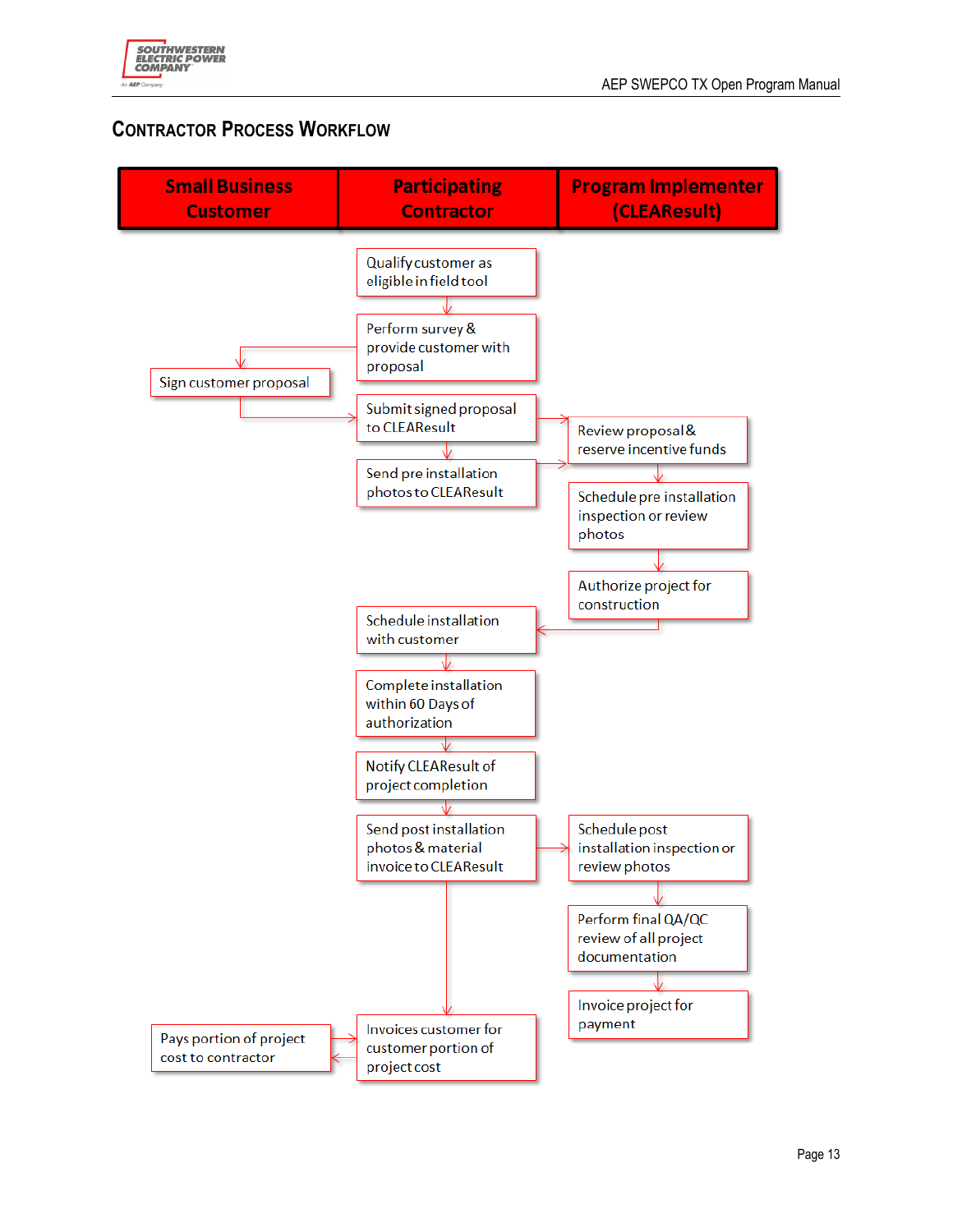## Contractor Process Workflow

| Small Business Customer | Participating Contractor | Program Implementer (CLEAResult) |
|---|---|---|
| | Qualify customer as eligible in field tool | |
| | Perform survey & provide customer with proposal | |
| Sign customer proposal | | |
| | Submit signed proposal to CLEAResult | Review proposal & reserve incentive funds |
| | Send pre installation photos to CLEAResult | Schedule pre installation inspection or review photos |
| | | Authorize project for construction |
| | Schedule installation with customer | |
| | Complete installation within 60 Days of authorization | |
| | Notify CLEAResult of project completion | |
| | Send post installation photos & material invoice to CLEAResult | Schedule post installation inspection or review photos |
| | | Perform final QA/QC review of all project documentation |
| | | Invoice project for payment |
| Pays portion of project cost to contractor | Invoices customer for customer portion of project cost | |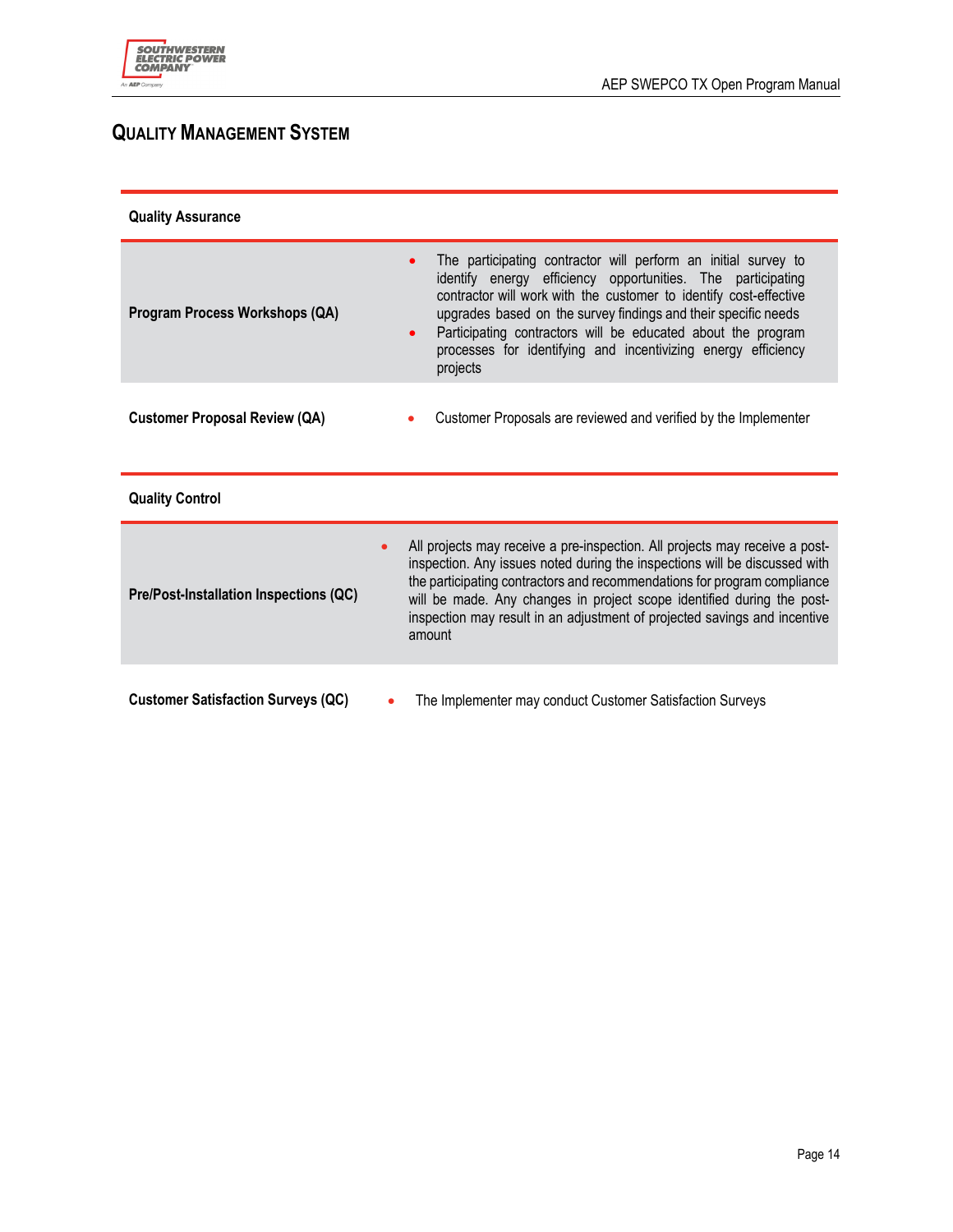## Quality Management System

| Quality Assurance | |
|---|---|
| **Program Process Workshops (QA)** | • The participating contractor will perform an initial survey to identify energy efficiency opportunities. The participating contractor will work with the customer to identify cost-effective upgrades based on the survey findings and their specific needs<br>• Participating contractors will be educated about the program processes for identifying and incentivizing energy efficiency projects |
| **Customer Proposal Review (QA)** | • Customer Proposals are reviewed and verified by the Implementer |

| Quality Control | |
|---|---|
| **Pre/Post-Installation Inspections (QC)** | • All projects may receive a pre-inspection. All projects may receive a post-inspection. Any issues noted during the inspections will be discussed with the participating contractors and recommendations for program compliance will be made. Any changes in project scope identified during the post-inspection may result in an adjustment of projected savings and incentive amount |
| **Customer Satisfaction Surveys (QC)** | • The Implementer may conduct Customer Satisfaction Surveys |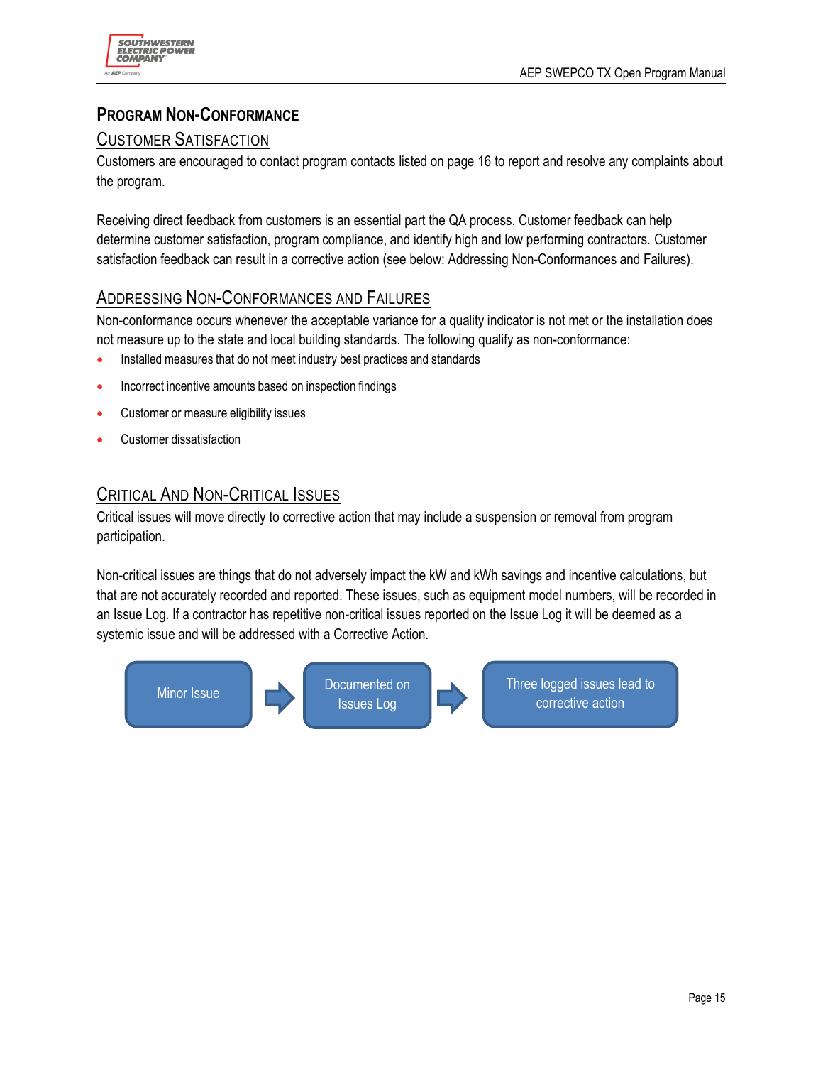## Program Non-Conformance

### Customer Satisfaction

Customers are encouraged to contact program contacts listed on page 16 to report and resolve any complaints about the program.

Receiving direct feedback from customers is an essential part the QA process. Customer feedback can help determine customer satisfaction, program compliance, and identify high and low performing contractors. Customer satisfaction feedback can result in a corrective action (see below: Addressing Non-Conformances and Failures).

### Addressing Non-Conformances and Failures

Non-conformance occurs whenever the acceptable variance for a quality indicator is not met or the installation does not measure up to the state and local building standards. The following qualify as non-conformance:

- Installed measures that do not meet industry best practices and standards
- Incorrect incentive amounts based on inspection findings
- Customer or measure eligibility issues
- Customer dissatisfaction

### Critical And Non-Critical Issues

Critical issues will move directly to corrective action that may include a suspension or removal from program participation.

Non-critical issues are things that do not adversely impact the kW and kWh savings and incentive calculations, but that are not accurately recorded and reported. These issues, such as equipment model numbers, will be recorded in an Issue Log. If a contractor has repetitive non-critical issues reported on the Issue Log it will be deemed as a systemic issue and will be addressed with a Corrective Action.

Minor Issue → Documented on Issues Log → Three logged issues lead to corrective action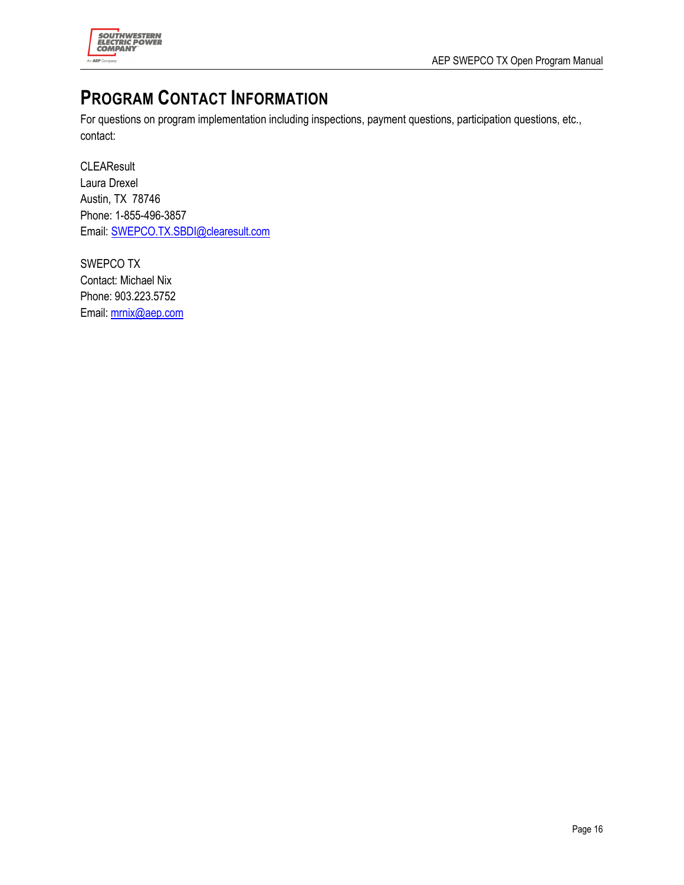# PROGRAM CONTACT INFORMATION

For questions on program implementation including inspections, payment questions, participation questions, etc., contact:

CLEAResult
Laura Drexel
Austin, TX 78746
Phone: 1-855-496-3857
Email: SWEPCO.TX.SBDI@clearesult.com

SWEPCO TX
Contact: Michael Nix
Phone: 903.223.5752
Email: mrnix@aep.com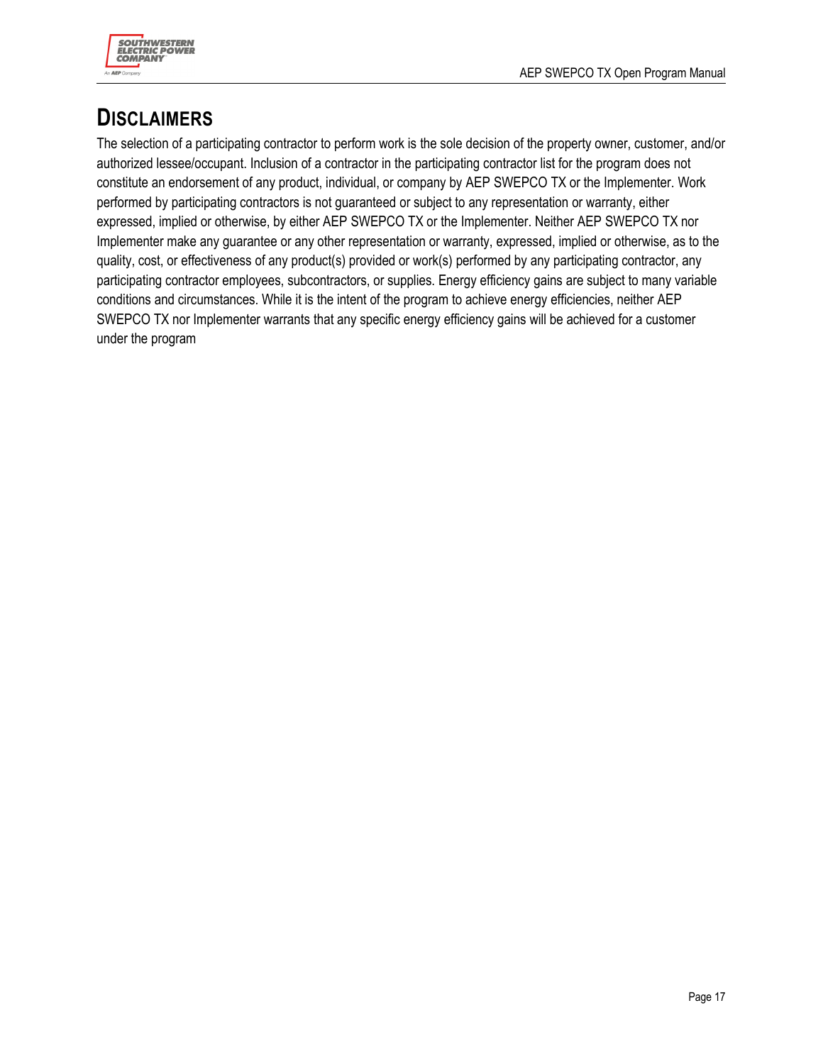# DISCLAIMERS

The selection of a participating contractor to perform work is the sole decision of the property owner, customer, and/or authorized lessee/occupant. Inclusion of a contractor in the participating contractor list for the program does not constitute an endorsement of any product, individual, or company by AEP SWEPCO TX or the Implementer. Work performed by participating contractors is not guaranteed or subject to any representation or warranty, either expressed, implied or otherwise, by either AEP SWEPCO TX or the Implementer. Neither AEP SWEPCO TX nor Implementer make any guarantee or any other representation or warranty, expressed, implied or otherwise, as to the quality, cost, or effectiveness of any product(s) provided or work(s) performed by any participating contractor, any participating contractor employees, subcontractors, or supplies. Energy efficiency gains are subject to many variable conditions and circumstances. While it is the intent of the program to achieve energy efficiencies, neither AEP SWEPCO TX nor Implementer warrants that any specific energy efficiency gains will be achieved for a customer under the program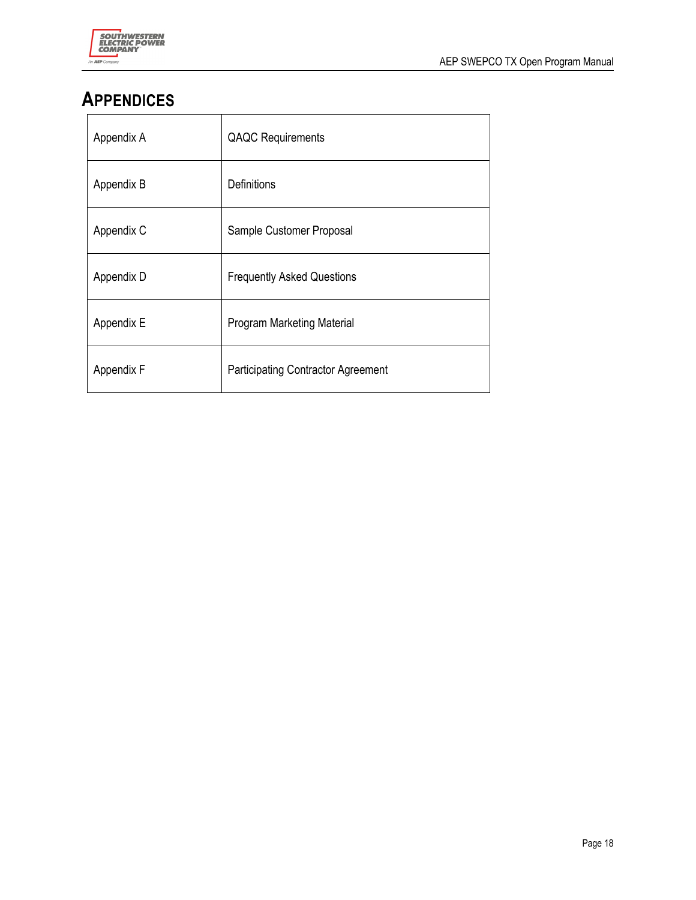# APPENDICES

| Appendix | Title |
|---|---|
| Appendix A | QAQC Requirements |
| Appendix B | Definitions |
| Appendix C | Sample Customer Proposal |
| Appendix D | Frequently Asked Questions |
| Appendix E | Program Marketing Material |
| Appendix F | Participating Contractor Agreement |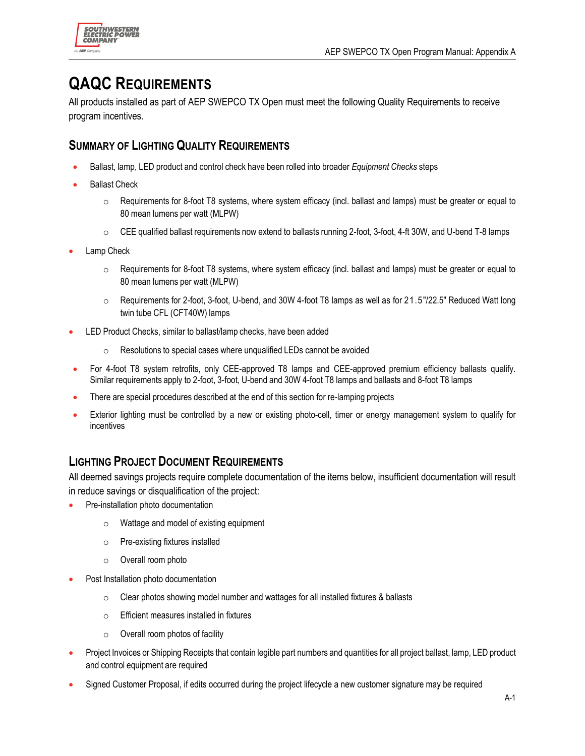# QAQC Requirements

All products installed as part of AEP SWEPCO TX Open must meet the following Quality Requirements to receive program incentives.

## Summary of Lighting Quality Requirements

- Ballast, lamp, LED product and control check have been rolled into broader *Equipment Checks* steps
- Ballast Check
  - Requirements for 8-foot T8 systems, where system efficacy (incl. ballast and lamps) must be greater or equal to 80 mean lumens per watt (MLPW)
  - CEE qualified ballast requirements now extend to ballasts running 2-foot, 3-foot, 4-ft 30W, and U-bend T-8 lamps
- Lamp Check
  - Requirements for 8-foot T8 systems, where system efficacy (incl. ballast and lamps) must be greater or equal to 80 mean lumens per watt (MLPW)
  - Requirements for 2-foot, 3-foot, U-bend, and 30W 4-foot T8 lamps as well as for 21.5"/22.5" Reduced Watt long twin tube CFL (CFT40W) lamps
- LED Product Checks, similar to ballast/lamp checks, have been added
  - Resolutions to special cases where unqualified LEDs cannot be avoided
- For 4-foot T8 system retrofits, only CEE-approved T8 lamps and CEE-approved premium efficiency ballasts qualify. Similar requirements apply to 2-foot, 3-foot, U-bend and 30W 4-foot T8 lamps and ballasts and 8-foot T8 lamps
- There are special procedures described at the end of this section for re-lamping projects
- Exterior lighting must be controlled by a new or existing photo-cell, timer or energy management system to qualify for incentives

## Lighting Project Document Requirements

All deemed savings projects require complete documentation of the items below, insufficient documentation will result in reduce savings or disqualification of the project:

- Pre-installation photo documentation
  - Wattage and model of existing equipment
  - Pre-existing fixtures installed
  - Overall room photo
- Post Installation photo documentation
  - Clear photos showing model number and wattages for all installed fixtures & ballasts
  - Efficient measures installed in fixtures
  - Overall room photos of facility
- Project Invoices or Shipping Receipts that contain legible part numbers and quantities for all project ballast, lamp, LED product and control equipment are required
- Signed Customer Proposal, if edits occurred during the project lifecycle a new customer signature may be required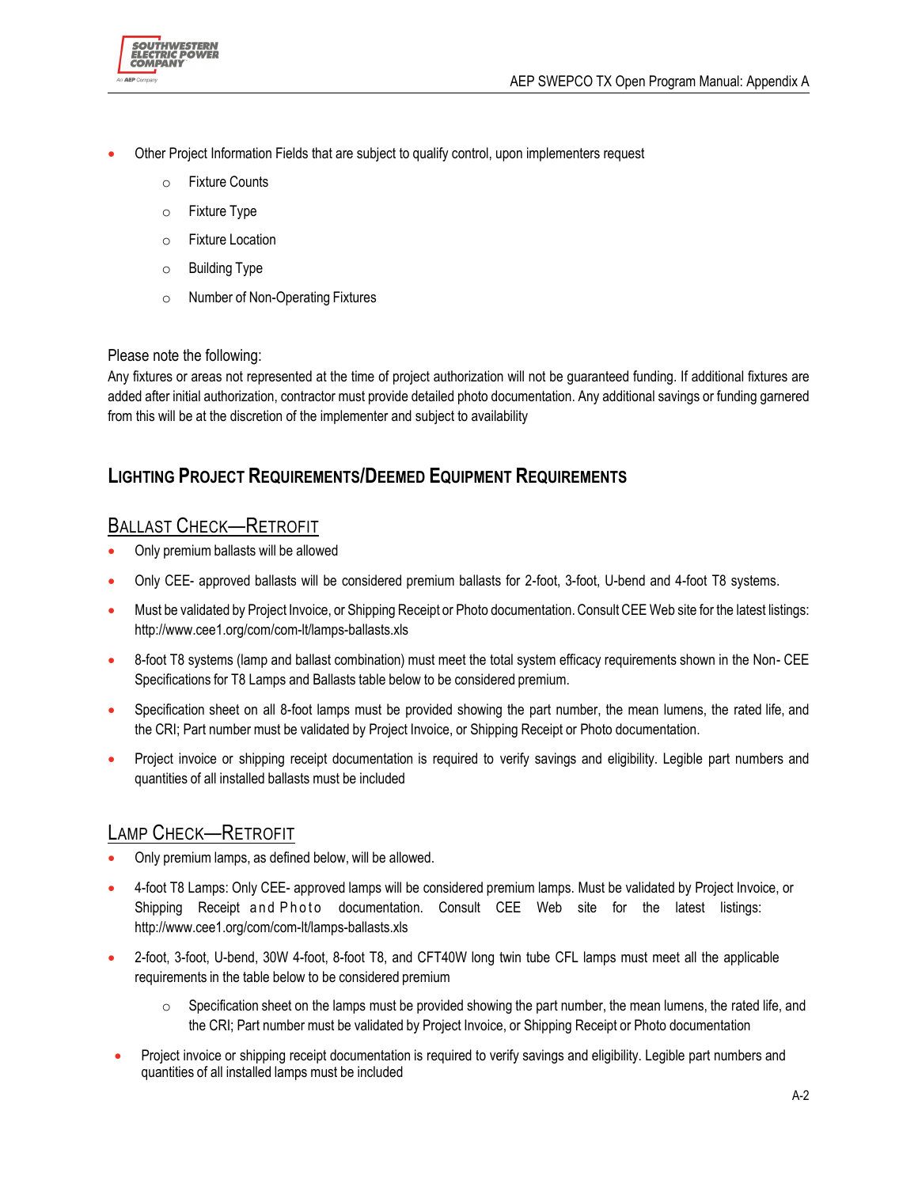- Other Project Information Fields that are subject to qualify control, upon implementers request
  - Fixture Counts
  - Fixture Type
  - Fixture Location
  - Building Type
  - Number of Non-Operating Fixtures

Please note the following:
Any fixtures or areas not represented at the time of project authorization will not be guaranteed funding. If additional fixtures are added after initial authorization, contractor must provide detailed photo documentation. Any additional savings or funding garnered from this will be at the discretion of the implementer and subject to availability

## Lighting Project Requirements/Deemed Equipment Requirements

### Ballast Check—Retrofit

- Only premium ballasts will be allowed
- Only CEE- approved ballasts will be considered premium ballasts for 2-foot, 3-foot, U-bend and 4-foot T8 systems.
- Must be validated by Project Invoice, or Shipping Receipt or Photo documentation. Consult CEE Web site for the latest listings: http://www.cee1.org/com/com-lt/lamps-ballasts.xls
- 8-foot T8 systems (lamp and ballast combination) must meet the total system efficacy requirements shown in the Non- CEE Specifications for T8 Lamps and Ballasts table below to be considered premium.
- Specification sheet on all 8-foot lamps must be provided showing the part number, the mean lumens, the rated life, and the CRI; Part number must be validated by Project Invoice, or Shipping Receipt or Photo documentation.
- Project invoice or shipping receipt documentation is required to verify savings and eligibility. Legible part numbers and quantities of all installed ballasts must be included

### Lamp Check—Retrofit

- Only premium lamps, as defined below, will be allowed.
- 4-foot T8 Lamps: Only CEE- approved lamps will be considered premium lamps. Must be validated by Project Invoice, or Shipping Receipt and Photo documentation. Consult CEE Web site for the latest listings: http://www.cee1.org/com/com-lt/lamps-ballasts.xls
- 2-foot, 3-foot, U-bend, 30W 4-foot, 8-foot T8, and CFT40W long twin tube CFL lamps must meet all the applicable requirements in the table below to be considered premium
  - Specification sheet on the lamps must be provided showing the part number, the mean lumens, the rated life, and the CRI; Part number must be validated by Project Invoice, or Shipping Receipt or Photo documentation
- Project invoice or shipping receipt documentation is required to verify savings and eligibility. Legible part numbers and quantities of all installed lamps must be included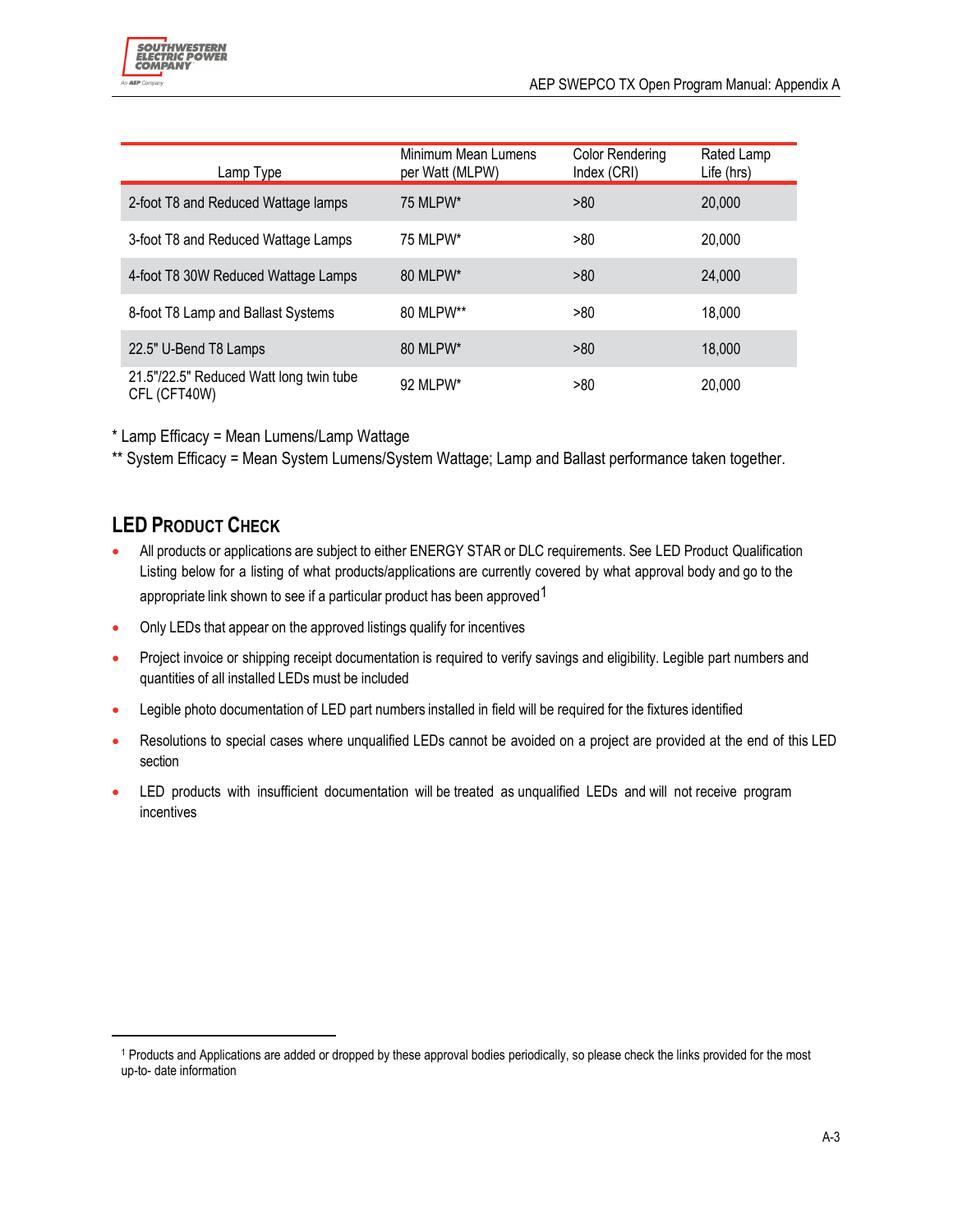| Lamp Type | Minimum Mean Lumens per Watt (MLPW) | Color Rendering Index (CRI) | Rated Lamp Life (hrs) |
|---|---|---|---|
| 2-foot T8 and Reduced Wattage lamps | 75 MLPW* | >80 | 20,000 |
| 3-foot T8 and Reduced Wattage Lamps | 75 MLPW* | >80 | 20,000 |
| 4-foot T8 30W Reduced Wattage Lamps | 80 MLPW* | >80 | 24,000 |
| 8-foot T8 Lamp and Ballast Systems | 80 MLPW** | >80 | 18,000 |
| 22.5" U-Bend T8 Lamps | 80 MLPW* | >80 | 18,000 |
| 21.5"/22.5" Reduced Watt long twin tube CFL (CFT40W) | 92 MLPW* | >80 | 20,000 |

\* Lamp Efficacy = Mean Lumens/Lamp Wattage

\*\* System Efficacy = Mean System Lumens/System Wattage; Lamp and Ballast performance taken together.

## LED Product Check

- All products or applications are subject to either ENERGY STAR or DLC requirements. See LED Product Qualification Listing below for a listing of what products/applications are currently covered by what approval body and go to the appropriate link shown to see if a particular product has been approved[1]
- Only LEDs that appear on the approved listings qualify for incentives
- Project invoice or shipping receipt documentation is required to verify savings and eligibility. Legible part numbers and quantities of all installed LEDs must be included
- Legible photo documentation of LED part numbers installed in field will be required for the fixtures identified
- Resolutions to special cases where unqualified LEDs cannot be avoided on a project are provided at the end of this LED section
- LED products with insufficient documentation will be treated as unqualified LEDs and will not receive program incentives

[1] Products and Applications are added or dropped by these approval bodies periodically, so please check the links provided for the most up-to- date information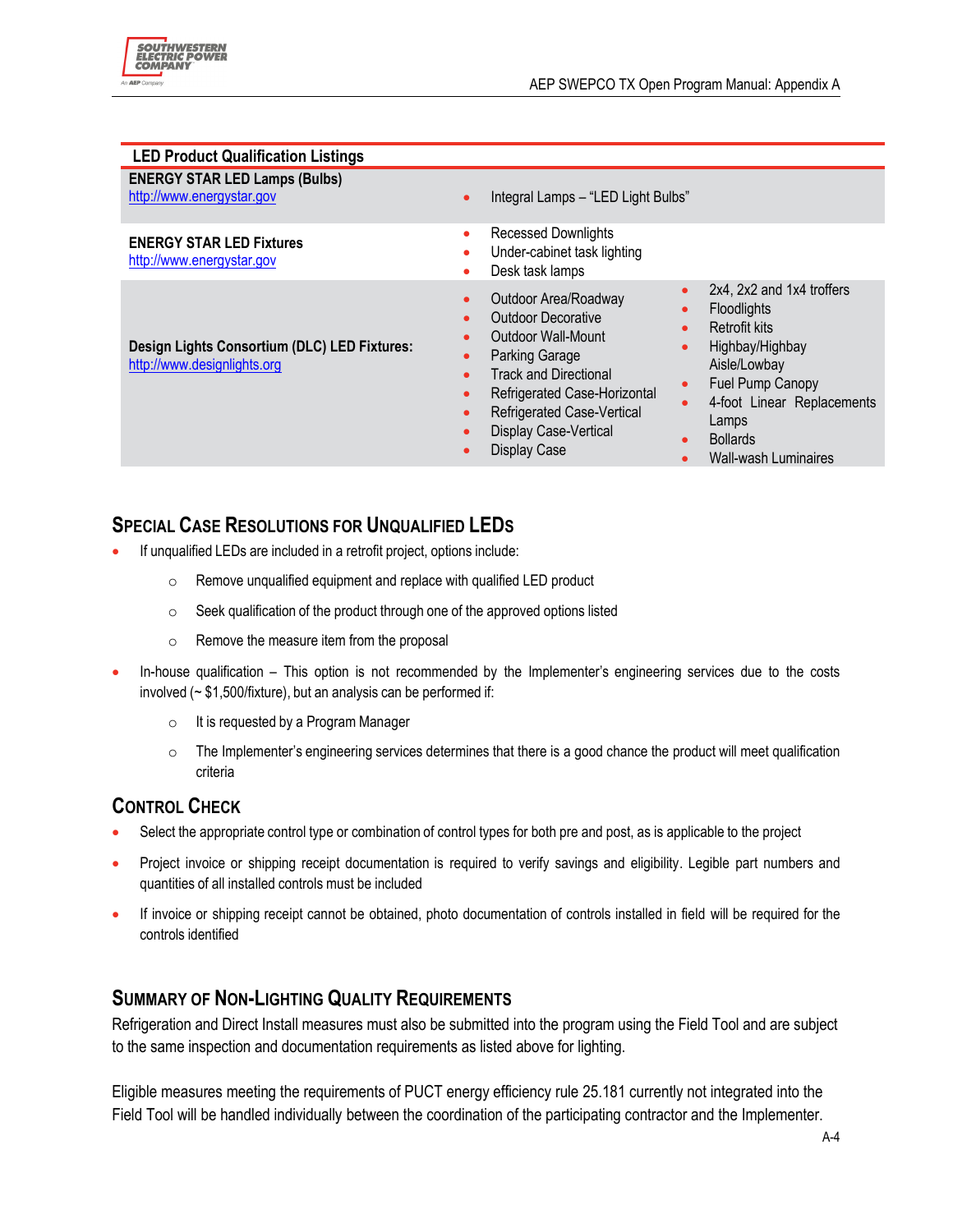| LED Product Qualification Listings | | |
|---|---|---|
| **ENERGY STAR LED Lamps (Bulbs)** http://www.energystar.gov | • Integral Lamps – "LED Light Bulbs" | |
| **ENERGY STAR LED Fixtures** http://www.energystar.gov | • Recessed Downlights<br>• Under-cabinet task lighting<br>• Desk task lamps | |
| **Design Lights Consortium (DLC) LED Fixtures:** http://www.designlights.org | • Outdoor Area/Roadway<br>• Outdoor Decorative<br>• Outdoor Wall-Mount<br>• Parking Garage<br>• Track and Directional<br>• Refrigerated Case-Horizontal<br>• Refrigerated Case-Vertical<br>• Display Case-Vertical<br>• Display Case | • 2x4, 2x2 and 1x4 troffers<br>• Floodlights<br>• Retrofit kits<br>• Highbay/Highbay Aisle/Lowbay<br>• Fuel Pump Canopy<br>• 4-foot Linear Replacements Lamps<br>• Bollards<br>• Wall-wash Luminaires |

## Special Case Resolutions for Unqualified LEDs

- If unqualified LEDs are included in a retrofit project, options include:
  - Remove unqualified equipment and replace with qualified LED product
  - Seek qualification of the product through one of the approved options listed
  - Remove the measure item from the proposal
- In-house qualification – This option is not recommended by the Implementer's engineering services due to the costs involved (~ $1,500/fixture), but an analysis can be performed if:
  - It is requested by a Program Manager
  - The Implementer's engineering services determines that there is a good chance the product will meet qualification criteria

## Control Check

- Select the appropriate control type or combination of control types for both pre and post, as is applicable to the project
- Project invoice or shipping receipt documentation is required to verify savings and eligibility. Legible part numbers and quantities of all installed controls must be included
- If invoice or shipping receipt cannot be obtained, photo documentation of controls installed in field will be required for the controls identified

## Summary of Non-Lighting Quality Requirements

Refrigeration and Direct Install measures must also be submitted into the program using the Field Tool and are subject to the same inspection and documentation requirements as listed above for lighting.

Eligible measures meeting the requirements of PUCT energy efficiency rule 25.181 currently not integrated into the Field Tool will be handled individually between the coordination of the participating contractor and the Implementer.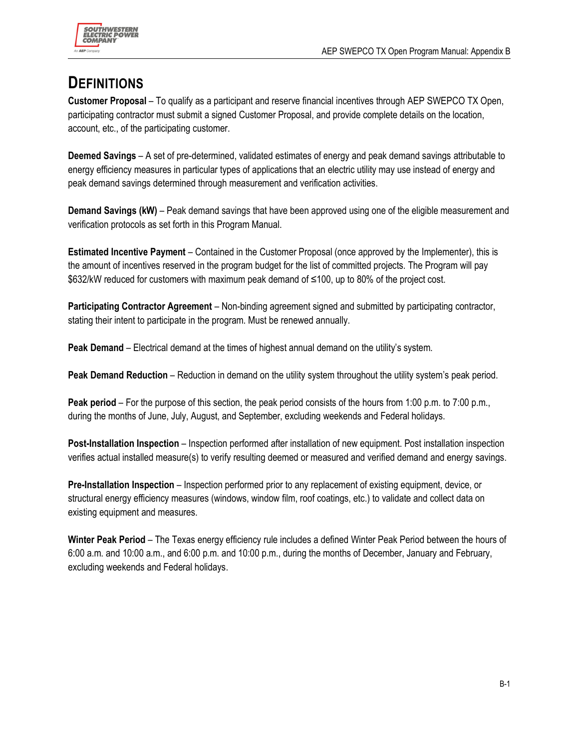# DEFINITIONS

**Customer Proposal** – To qualify as a participant and reserve financial incentives through AEP SWEPCO TX Open, participating contractor must submit a signed Customer Proposal, and provide complete details on the location, account, etc., of the participating customer.

**Deemed Savings** – A set of pre-determined, validated estimates of energy and peak demand savings attributable to energy efficiency measures in particular types of applications that an electric utility may use instead of energy and peak demand savings determined through measurement and verification activities.

**Demand Savings (kW)** – Peak demand savings that have been approved using one of the eligible measurement and verification protocols as set forth in this Program Manual.

**Estimated Incentive Payment** – Contained in the Customer Proposal (once approved by the Implementer), this is the amount of incentives reserved in the program budget for the list of committed projects. The Program will pay $632/kW reduced for customers with maximum peak demand of ≤100, up to 80% of the project cost.

**Participating Contractor Agreement** – Non-binding agreement signed and submitted by participating contractor, stating their intent to participate in the program. Must be renewed annually.

**Peak Demand** – Electrical demand at the times of highest annual demand on the utility's system.

**Peak Demand Reduction** – Reduction in demand on the utility system throughout the utility system's peak period.

**Peak period** – For the purpose of this section, the peak period consists of the hours from 1:00 p.m. to 7:00 p.m., during the months of June, July, August, and September, excluding weekends and Federal holidays.

**Post-Installation Inspection** – Inspection performed after installation of new equipment. Post installation inspection verifies actual installed measure(s) to verify resulting deemed or measured and verified demand and energy savings.

**Pre-Installation Inspection** – Inspection performed prior to any replacement of existing equipment, device, or structural energy efficiency measures (windows, window film, roof coatings, etc.) to validate and collect data on existing equipment and measures.

**Winter Peak Period** – The Texas energy efficiency rule includes a defined Winter Peak Period between the hours of 6:00 a.m. and 10:00 a.m., and 6:00 p.m. and 10:00 p.m., during the months of December, January and February, excluding weekends and Federal holidays.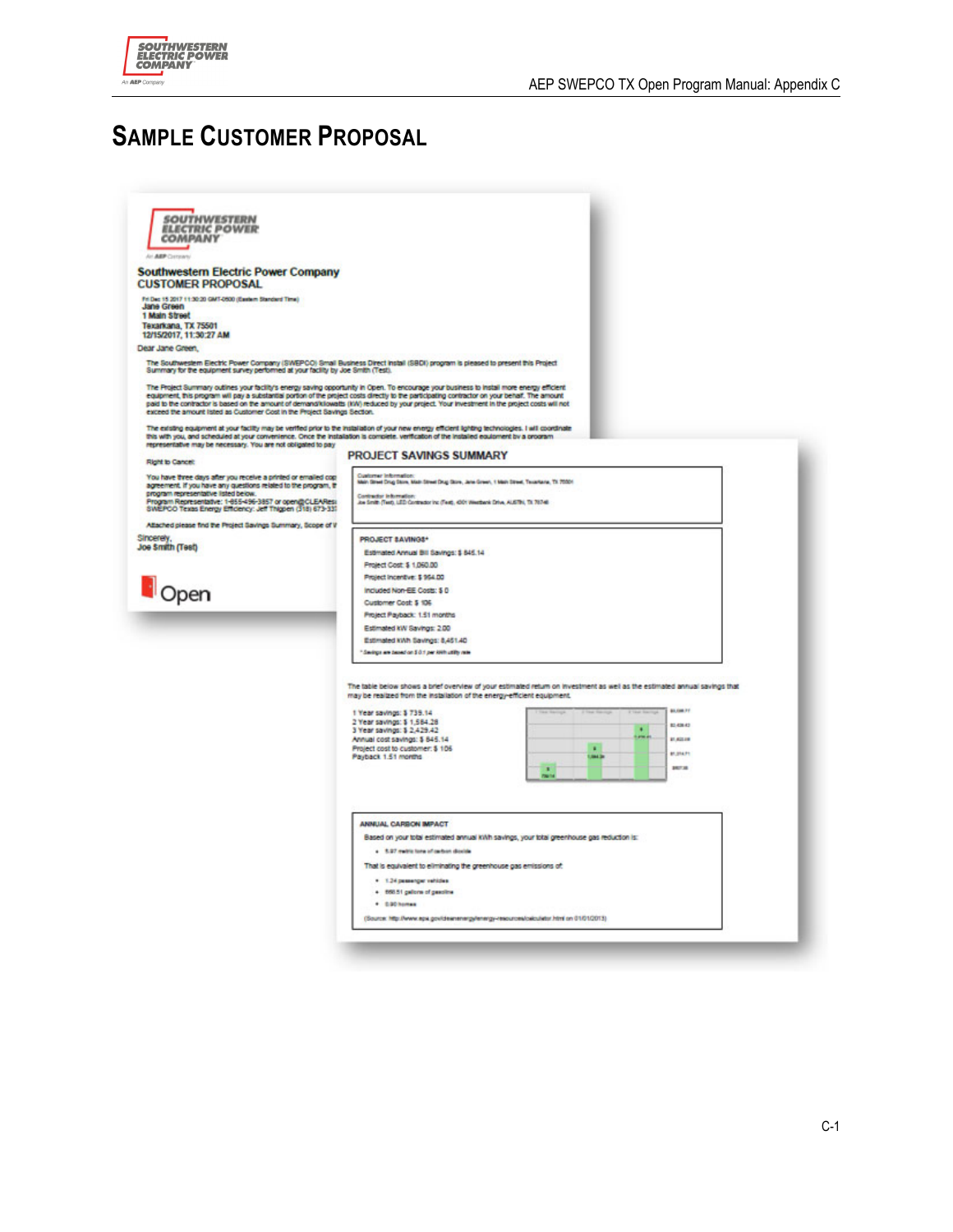# Sample Customer Proposal

**Southwestern Electric Power Company**
**CUSTOMER PROPOSAL**

Fri Dec 15 2017 11:30:20 GMT-0500 (Eastern Standard Time)
Jane Green
1 Main Street
Texarkana, TX 75501
12/15/2017, 11:30:27 AM

Dear Jane Green,

The Southwestern Electric Power Company (SWEPCO) Small Business Direct Install (SBDI) program is pleased to present this Project Summary for the equipment survey performed at your facility by Joe Smith (Test).

The Project Summary outlines your facility's energy saving opportunity in Open. To encourage your business to install more energy efficient equipment, this program will pay a substantial portion of the project costs directly to the participating contractor on your behalf. The amount paid to the contractor is based on the amount of demand/kilowatts (kW) reduced by your project. Your investment in the project costs will not exceed the amount listed as Customer Cost in the Project Savings Section.

The existing equipment at your facility may be verified prior to the installation of your new energy efficient lighting technologies. I will coordinate this with you, and scheduled at your convenience. Once the installation is complete, verification of the installed equipment by a program representative may be necessary. You are not obligated to pay

Right to Cancel:

You have three days after you receive a printed or emailed cop agreement. If you have any questions related to the program, t program representative listed below.
Program Representative: 1-855-496-3857 or open@CLEAResu
SWEPCO Texas Energy Efficiency: Jeff Thigpen (318) 673-33

Attached please find the Project Savings Summary, Scope of W

Sincerely,
Joe Smith (Test)

Open

## PROJECT SAVINGS SUMMARY

Customer Information:
Main Street Drug Store, Main Street Drug Store, Jane Green, 1 Main Street, Texarkana, TX 75501

Contractor Information:
Joe Smith (Test), LED Contractor Inc (Test), 4301 Westbank Drive, AUSTIN, TX 78746

**PROJECT SAVINGS***

- Estimated Annual Bill Savings: $ 845.14
- Project Cost: $ 1,060.00
- Project Incentive: $ 954.00
- Included Non-EE Costs: $ 0
- Customer Cost: $ 106
- Project Payback: 1.51 months
- Estimated kW Savings: 2.00
- Estimated kWh Savings: 8,451.40

* Savings are based on $ 0.1 per kWh utility rate

The table below shows a brief overview of your estimated return on investment as well as the estimated annual savings that may be realized from the installation of the energy-efficient equipment.

1 Year savings: $ 739.14
2 Year savings: $ 1,584.28
3 Year savings: $ 2,429.42
Annual cost savings: $ 845.14
Project cost to customer: $ 106
Payback 1.51 months

**ANNUAL CARBON IMPACT**

Based on your total estimated annual kWh savings, your total greenhouse gas reduction is:

- 5.97 metric tons of carbon dioxide

That is equivalent to eliminating the greenhouse gas emissions of:

- 1.24 passenger vehicles
- 668.51 gallons of gasoline
- 0.90 homes

(Source: http://www.epa.gov/cleanenergy/energy-resources/calculator.html on 01/01/2013)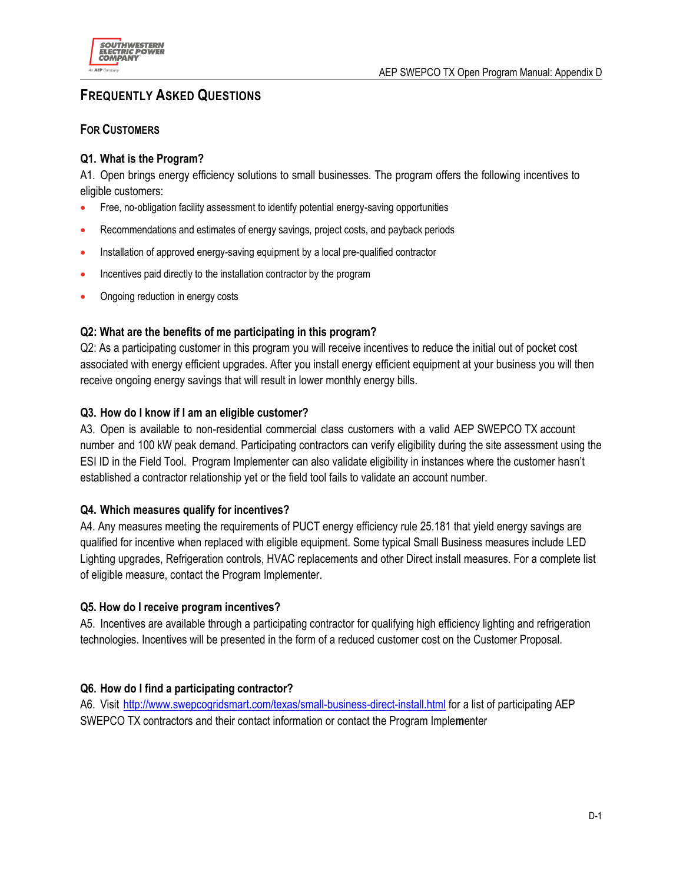# Frequently Asked Questions

## For Customers

**Q1. What is the Program?**

A1. Open brings energy efficiency solutions to small businesses. The program offers the following incentives to eligible customers:

- Free, no-obligation facility assessment to identify potential energy-saving opportunities
- Recommendations and estimates of energy savings, project costs, and payback periods
- Installation of approved energy-saving equipment by a local pre-qualified contractor
- Incentives paid directly to the installation contractor by the program
- Ongoing reduction in energy costs

**Q2: What are the benefits of me participating in this program?**

Q2: As a participating customer in this program you will receive incentives to reduce the initial out of pocket cost associated with energy efficient upgrades. After you install energy efficient equipment at your business you will then receive ongoing energy savings that will result in lower monthly energy bills.

**Q3. How do I know if I am an eligible customer?**

A3. Open is available to non-residential commercial class customers with a valid AEP SWEPCO TX account number and 100 kW peak demand. Participating contractors can verify eligibility during the site assessment using the ESI ID in the Field Tool. Program Implementer can also validate eligibility in instances where the customer hasn't established a contractor relationship yet or the field tool fails to validate an account number.

**Q4. Which measures qualify for incentives?**

A4. Any measures meeting the requirements of PUCT energy efficiency rule 25.181 that yield energy savings are qualified for incentive when replaced with eligible equipment. Some typical Small Business measures include LED Lighting upgrades, Refrigeration controls, HVAC replacements and other Direct install measures. For a complete list of eligible measure, contact the Program Implementer.

**Q5. How do I receive program incentives?**

A5. Incentives are available through a participating contractor for qualifying high efficiency lighting and refrigeration technologies. Incentives will be presented in the form of a reduced customer cost on the Customer Proposal.

**Q6. How do I find a participating contractor?**

A6. Visit http://www.swepcogridsmart.com/texas/small-business-direct-install.html for a list of participating AEP SWEPCO TX contractors and their contact information or contact the Program Implementer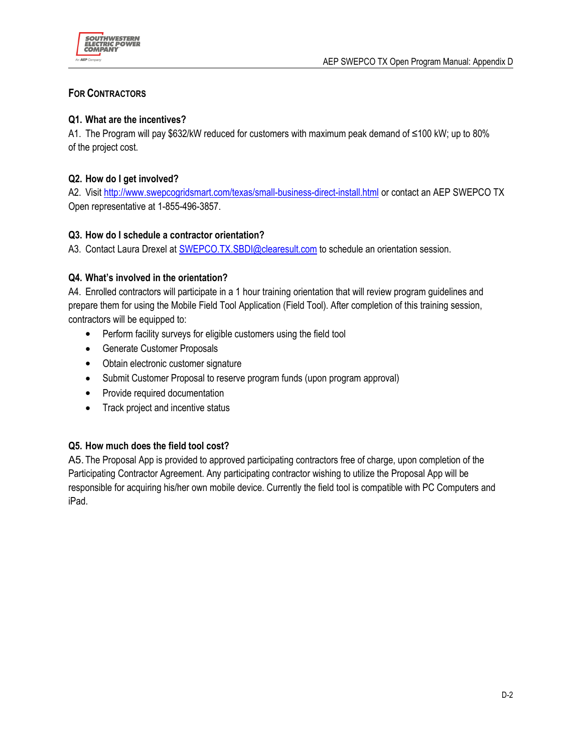## FOR CONTRACTORS

**Q1. What are the incentives?**

A1. The Program will pay $632/kW reduced for customers with maximum peak demand of ≤100 kW; up to 80% of the project cost.

**Q2. How do I get involved?**

A2. Visit http://www.swepcogridsmart.com/texas/small-business-direct-install.html or contact an AEP SWEPCO TX Open representative at 1-855-496-3857.

**Q3. How do I schedule a contractor orientation?**

A3. Contact Laura Drexel at SWEPCO.TX.SBDI@clearesult.com to schedule an orientation session.

**Q4. What's involved in the orientation?**

A4. Enrolled contractors will participate in a 1 hour training orientation that will review program guidelines and prepare them for using the Mobile Field Tool Application (Field Tool). After completion of this training session, contractors will be equipped to:

- Perform facility surveys for eligible customers using the field tool
- Generate Customer Proposals
- Obtain electronic customer signature
- Submit Customer Proposal to reserve program funds (upon program approval)
- Provide required documentation
- Track project and incentive status

**Q5. How much does the field tool cost?**

A5. The Proposal App is provided to approved participating contractors free of charge, upon completion of the Participating Contractor Agreement. Any participating contractor wishing to utilize the Proposal App will be responsible for acquiring his/her own mobile device. Currently the field tool is compatible with PC Computers and iPad.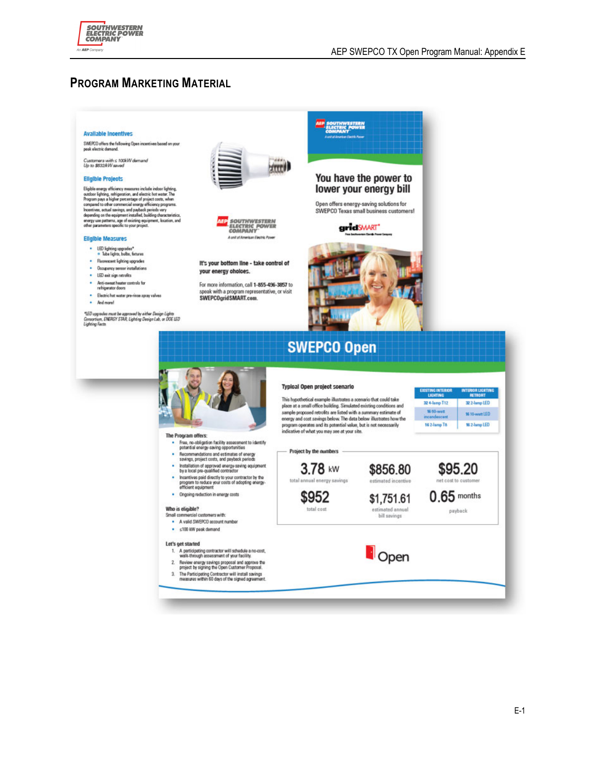## Program Marketing Material

### Available Incentives

SWEPCO offers the following Open incentives based on your peak electric demand.

*Customers with ≤ 100kW demand*
*Up to $832/kW saved*

### Eligible Projects

Eligible energy efficiency measures include indoor lighting, outdoor lighting, refrigeration, and electric hot water. The Program pays a higher percentage of project costs, when compared to other commercial energy efficiency programs. Incentives, actual savings, and payback periods vary depending on the equipment installed, building characteristics, energy use patterns, age of existing equipment, location, and other parameters specific to your project.

### Eligible Measures

- LED lighting upgrades*
  - Tube lights, bulbs, fixtures
- Fluorescent lighting upgrades
- Occupancy sensor installations
- LED exit sign retrofits
- Anti-sweat heater controls for refrigerator doors
- Electric hot water pre-rinse spray valves
- And more!

*\*LED upgrades must be approved by either Design Lights Consortium, ENERGY STAR, Lighting Design Lab, or DOE LED Lighting Facts*

SOUTHWESTERN ELECTRIC POWER COMPANY
A unit of American Electric Power

**It's your bottom line - take control of your energy choices.**

For more information, call **1-855-496-3857** to speak with a program representative, or visit **SWEPCOgridSMART.com**.

SOUTHWESTERN ELECTRIC POWER COMPANY
A unit of American Electric Power

## You have the power to lower your energy bill

Open offers energy-saving solutions for SWEPCO Texas small business customers!

gridSMART

## SWEPCO Open

**The Program offers:**

- Free, no-obligation facility assessment to identify potential energy-saving opportunities
- Recommendations and estimates of energy savings, project costs, and payback periods
- Installation of approved energy-saving equipment by a local pre-qualified contractor
- Incentives paid directly to your contractor by the program to reduce your costs of adopting energy-efficient equipment
- Ongoing reduction in energy costs

**Who is eligible?**

Small commercial customers with:

- A valid SWEPCO account number
- ≤100 kW peak demand

**Let's get started**

1. A participating contractor will schedule a no-cost, walk-through assessment of your facility.
2. Review energy savings proposal and approve the project by signing the Open Customer Proposal.
3. The Participating Contractor will install savings measures within 60 days of the signed agreement.

**Typical Open project scenario**

This hypothetical example illustrates a scenario that could take place at a small office building. Simulated existing conditions and sample proposed retrofits are listed with a summary estimate of energy and cost savings below. The data below illustrates how the program operates and its potential value, but is not necessarily indicative of what you may see at your site.

| EXISTING INTERIOR LIGHTING | INTERIOR LIGHTING RETROFIT |
|---|---|
| 32 4-lamp T12 | 32 2-lamp LED |
| 16 60-watt incandescent | 16 10-watt LED |
| 16 2-lamp T8 | 16 2-lamp LED |

**Project by the numbers**

| | | |
|---|---|---|
| 3.78 kW<br>total annual energy savings | $856.80<br>estimated incentive | $95.20<br>net cost to customer |
| $952<br>total cost | $1,751.61<br>estimated annual bill savings | 0.65 months<br>payback |

Open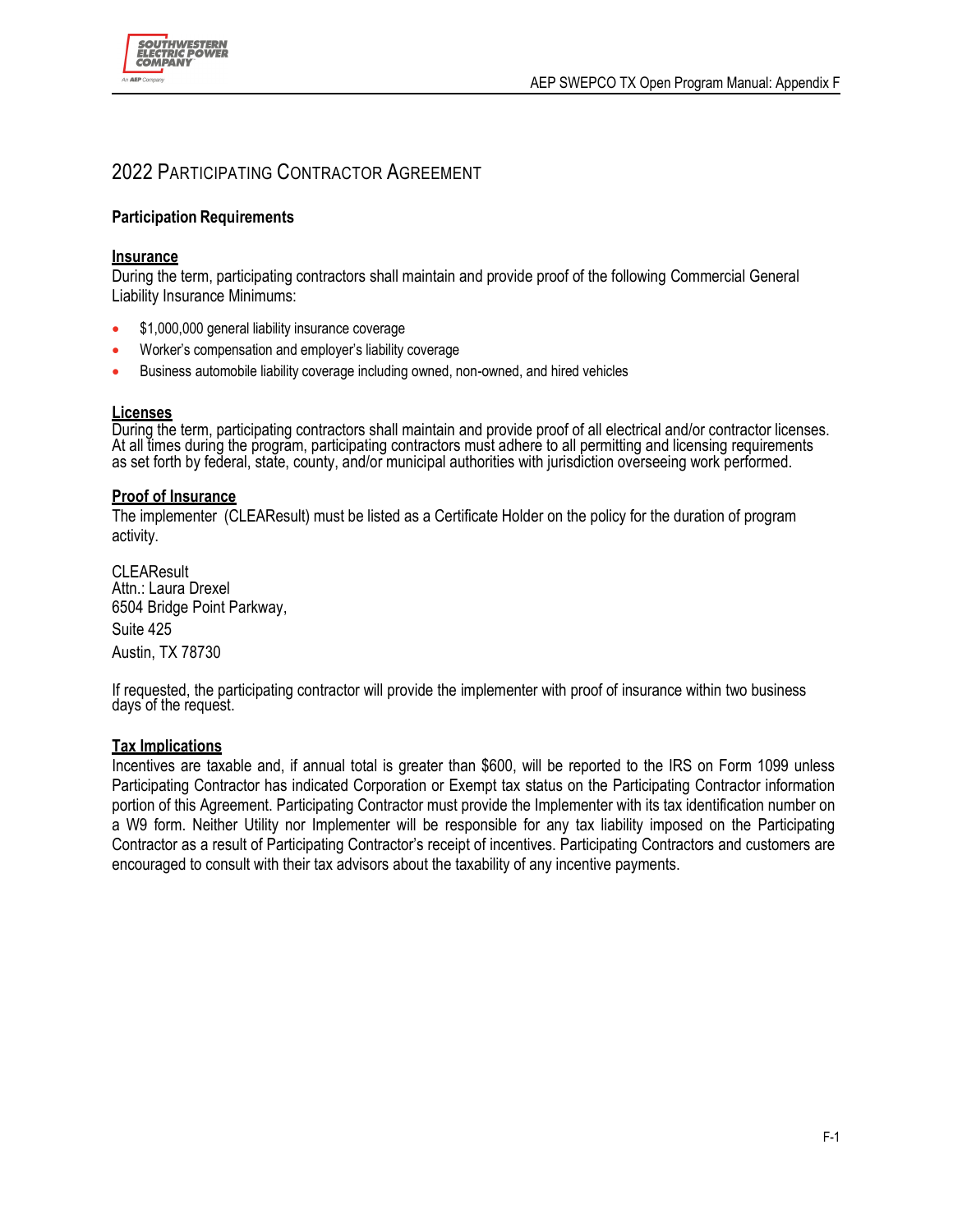# 2022 Participating Contractor Agreement

## Participation Requirements

**Insurance**

During the term, participating contractors shall maintain and provide proof of the following Commercial General Liability Insurance Minimums:

- $1,000,000 general liability insurance coverage
- Worker's compensation and employer's liability coverage
- Business automobile liability coverage including owned, non-owned, and hired vehicles

**Licenses**

During the term, participating contractors shall maintain and provide proof of all electrical and/or contractor licenses. At all times during the program, participating contractors must adhere to all permitting and licensing requirements as set forth by federal, state, county, and/or municipal authorities with jurisdiction overseeing work performed.

**Proof of Insurance**

The implementer (CLEAResult) must be listed as a Certificate Holder on the policy for the duration of program activity.

CLEAResult
Attn.: Laura Drexel
6504 Bridge Point Parkway,
Suite 425
Austin, TX 78730

If requested, the participating contractor will provide the implementer with proof of insurance within two business days of the request.

**Tax Implications**

Incentives are taxable and, if annual total is greater than $600, will be reported to the IRS on Form 1099 unless Participating Contractor has indicated Corporation or Exempt tax status on the Participating Contractor information portion of this Agreement. Participating Contractor must provide the Implementer with its tax identification number on a W9 form. Neither Utility nor Implementer will be responsible for any tax liability imposed on the Participating Contractor as a result of Participating Contractor's receipt of incentives. Participating Contractors and customers are encouraged to consult with their tax advisors about the taxability of any incentive payments.